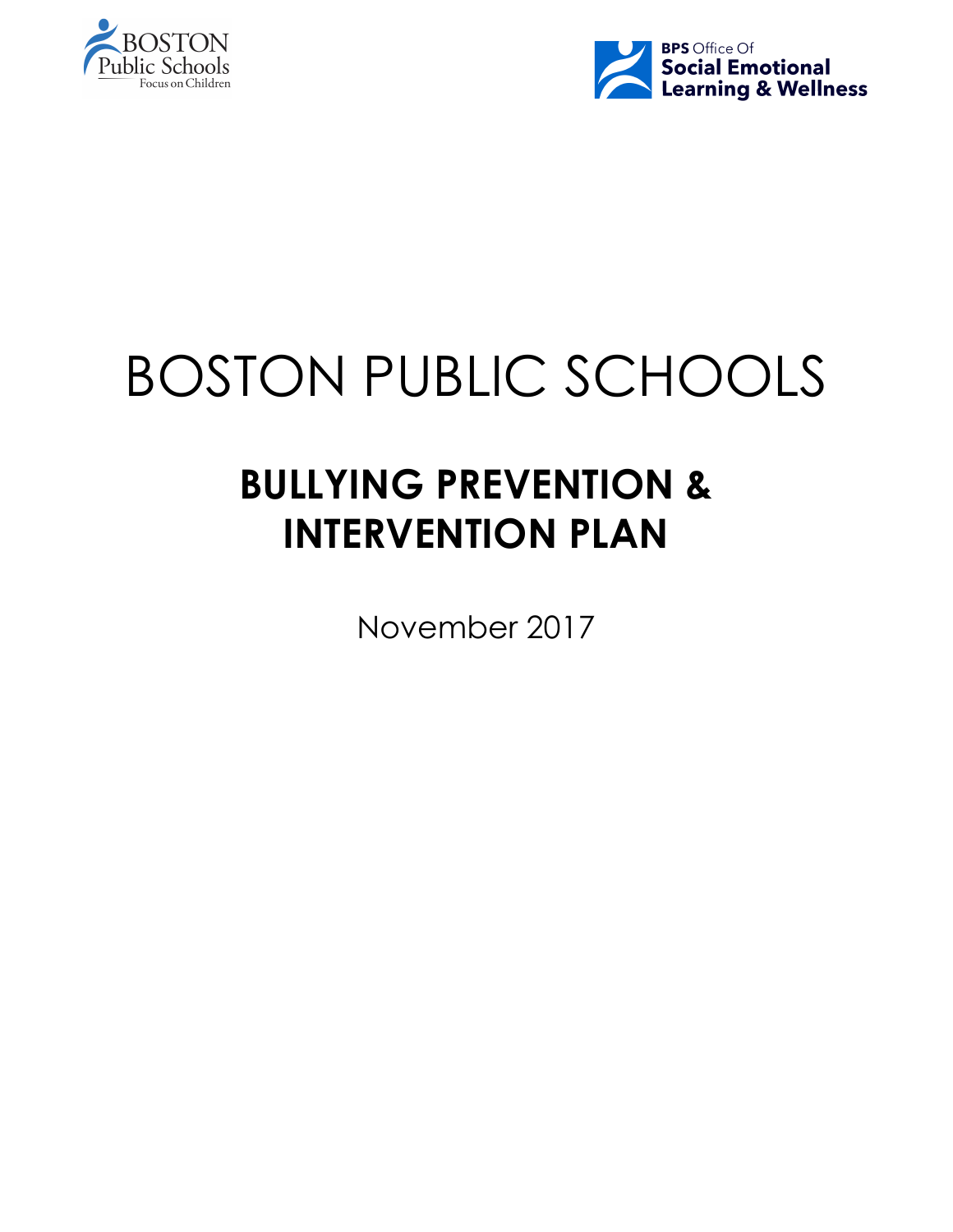BOSTON Public Schools
Focus on Children

BPS Office Of
Social Emotional Learning & Wellness

# BOSTON PUBLIC SCHOOLS

## BULLYING PREVENTION & INTERVENTION PLAN

November 2017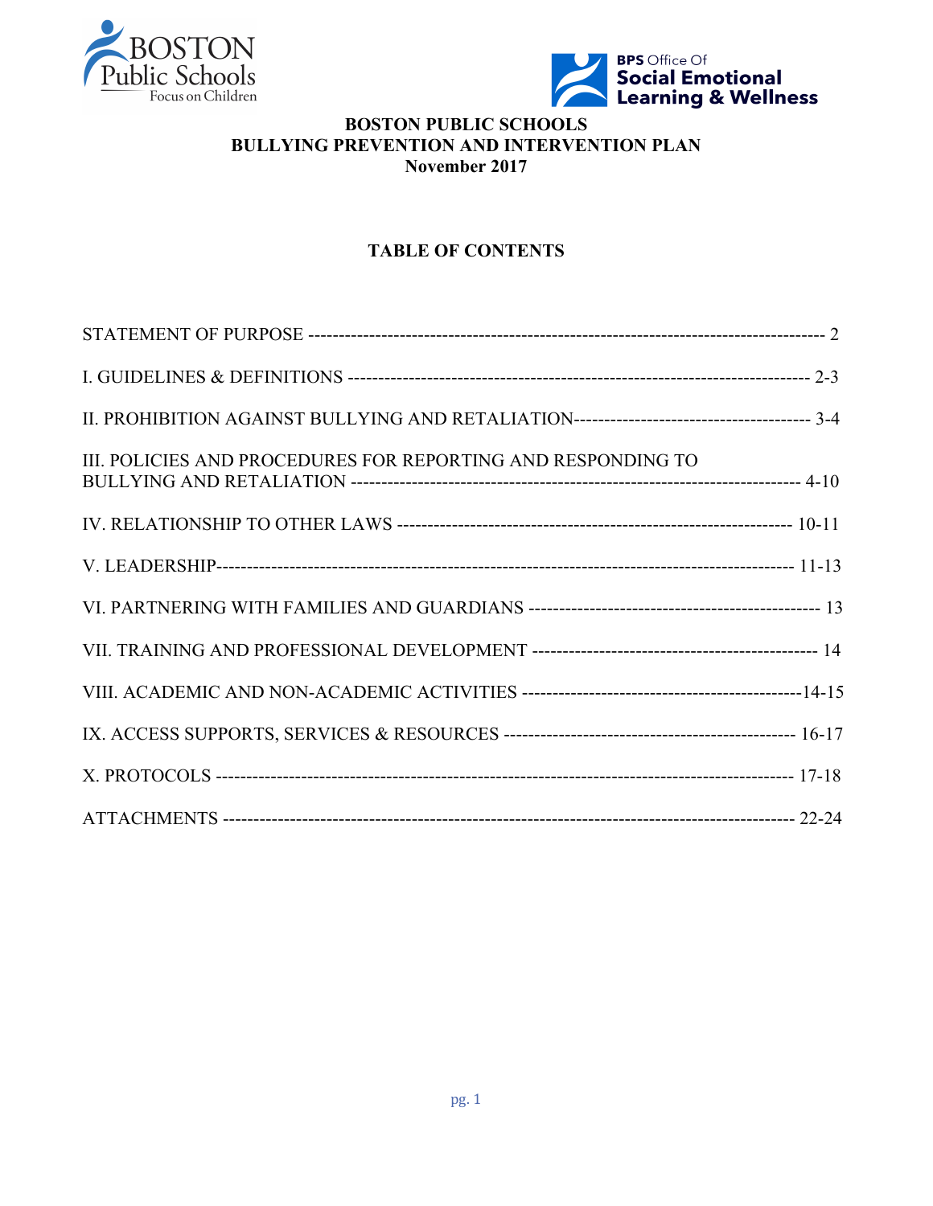**BOSTON PUBLIC SCHOOLS**
**BULLYING PREVENTION AND INTERVENTION PLAN**
**November 2017**

## TABLE OF CONTENTS

STATEMENT OF PURPOSE ---------------------------------------------------------------------------------- 2

I. GUIDELINES & DEFINITIONS --------------------------------------------------------------------------- 2-3

II. PROHIBITION AGAINST BULLYING AND RETALIATION-------------------------------------- 3-4

III. POLICIES AND PROCEDURES FOR REPORTING AND RESPONDING TO BULLYING AND RETALIATION ------------------------------------------------------------------------- 4-10

IV. RELATIONSHIP TO OTHER LAWS --------------------------------------------------------------- 10-11

V. LEADERSHIP------------------------------------------------------------------------------------------------ 11-13

VI. PARTNERING WITH FAMILIES AND GUARDIANS ----------------------------------------------- 13

VII. TRAINING AND PROFESSIONAL DEVELOPMENT ---------------------------------------------- 14

VIII. ACADEMIC AND NON-ACADEMIC ACTIVITIES ---------------------------------------------14-15

IX. ACCESS SUPPORTS, SERVICES & RESOURCES ----------------------------------------------- 16-17

X. PROTOCOLS ------------------------------------------------------------------------------------------------ 17-18

ATTACHMENTS ------------------------------------------------------------------------------------------------ 22-24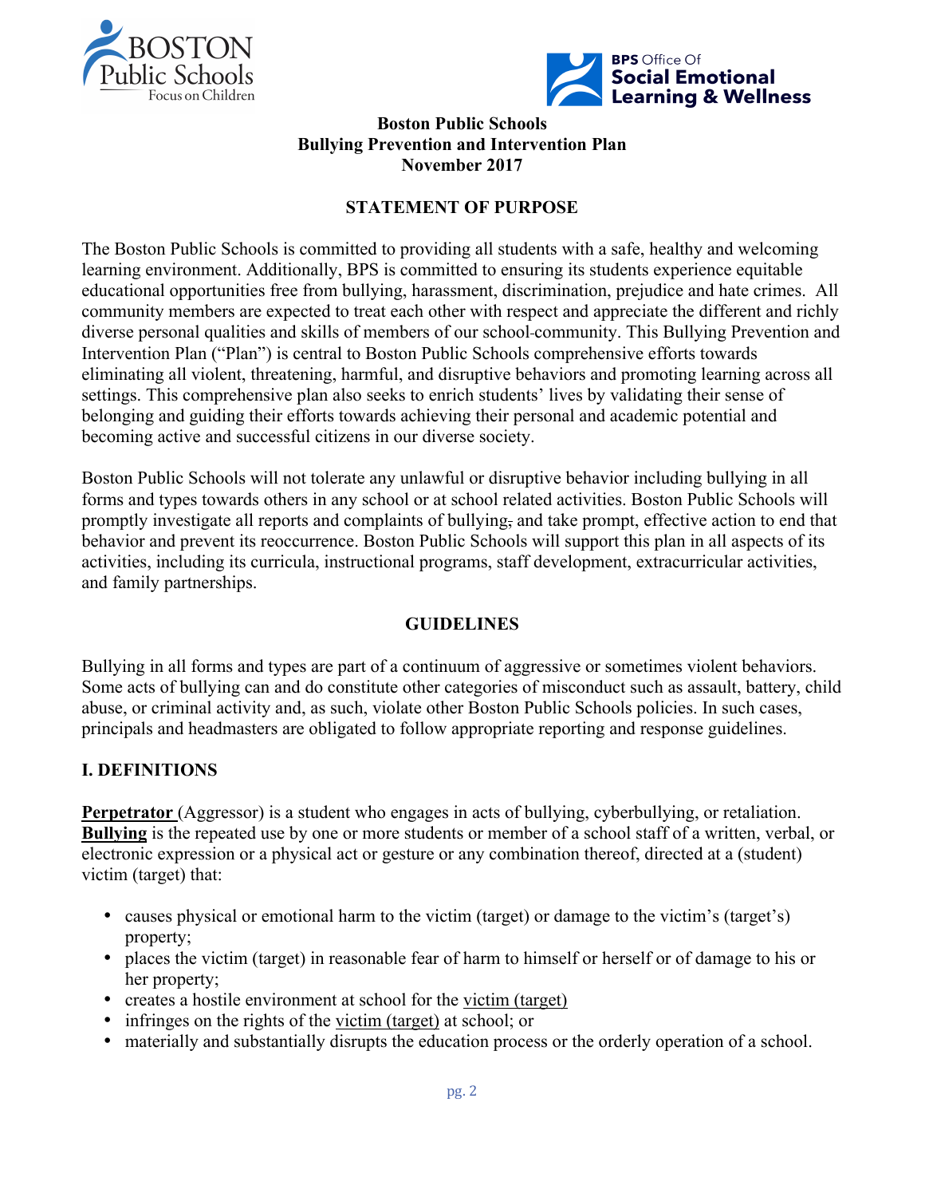**Boston Public Schools**
**Bullying Prevention and Intervention Plan**
**November 2017**

## STATEMENT OF PURPOSE

The Boston Public Schools is committed to providing all students with a safe, healthy and welcoming learning environment. Additionally, BPS is committed to ensuring its students experience equitable educational opportunities free from bullying, harassment, discrimination, prejudice and hate crimes. All community members are expected to treat each other with respect and appreciate the different and richly diverse personal qualities and skills of members of our school-community. This Bullying Prevention and Intervention Plan ("Plan") is central to Boston Public Schools comprehensive efforts towards eliminating all violent, threatening, harmful, and disruptive behaviors and promoting learning across all settings. This comprehensive plan also seeks to enrich students' lives by validating their sense of belonging and guiding their efforts towards achieving their personal and academic potential and becoming active and successful citizens in our diverse society.

Boston Public Schools will not tolerate any unlawful or disruptive behavior including bullying in all forms and types towards others in any school or at school related activities. Boston Public Schools will promptly investigate all reports and complaints of bullying, and take prompt, effective action to end that behavior and prevent its reoccurrence. Boston Public Schools will support this plan in all aspects of its activities, including its curricula, instructional programs, staff development, extracurricular activities, and family partnerships.

## GUIDELINES

Bullying in all forms and types are part of a continuum of aggressive or sometimes violent behaviors. Some acts of bullying can and do constitute other categories of misconduct such as assault, battery, child abuse, or criminal activity and, as such, violate other Boston Public Schools policies. In such cases, principals and headmasters are obligated to follow appropriate reporting and response guidelines.

### I. DEFINITIONS

**Perpetrator** (Aggressor) is a student who engages in acts of bullying, cyberbullying, or retaliation.
**Bullying** is the repeated use by one or more students or member of a school staff of a written, verbal, or electronic expression or a physical act or gesture or any combination thereof, directed at a (student) victim (target) that:

- causes physical or emotional harm to the victim (target) or damage to the victim's (target's) property;
- places the victim (target) in reasonable fear of harm to himself or herself or of damage to his or her property;
- creates a hostile environment at school for the victim (target)
- infringes on the rights of the victim (target) at school; or
- materially and substantially disrupts the education process or the orderly operation of a school.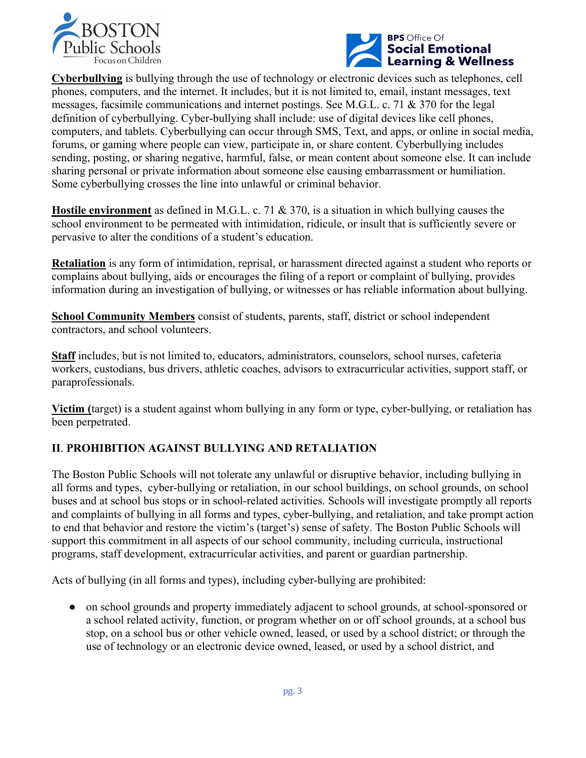**Cyberbullying** is bullying through the use of technology or electronic devices such as telephones, cell phones, computers, and the internet. It includes, but it is not limited to, email, instant messages, text messages, facsimile communications and internet postings. See M.G.L. c. 71 & 370 for the legal definition of cyberbullying. Cyber-bullying shall include: use of digital devices like cell phones, computers, and tablets. Cyberbullying can occur through SMS, Text, and apps, or online in social media, forums, or gaming where people can view, participate in, or share content. Cyberbullying includes sending, posting, or sharing negative, harmful, false, or mean content about someone else. It can include sharing personal or private information about someone else causing embarrassment or humiliation. Some cyberbullying crosses the line into unlawful or criminal behavior.

**Hostile environment** as defined in M.G.L. c. 71 & 370, is a situation in which bullying causes the school environment to be permeated with intimidation, ridicule, or insult that is sufficiently severe or pervasive to alter the conditions of a student's education.

**Retaliation** is any form of intimidation, reprisal, or harassment directed against a student who reports or complains about bullying, aids or encourages the filing of a report or complaint of bullying, provides information during an investigation of bullying, or witnesses or has reliable information about bullying.

**School Community Members** consist of students, parents, staff, district or school independent contractors, and school volunteers.

**Staff** includes, but is not limited to, educators, administrators, counselors, school nurses, cafeteria workers, custodians, bus drivers, athletic coaches, advisors to extracurricular activities, support staff, or paraprofessionals.

**Victim (**target) is a student against whom bullying in any form or type, cyber-bullying, or retaliation has been perpetrated.

## II. PROHIBITION AGAINST BULLYING AND RETALIATION

The Boston Public Schools will not tolerate any unlawful or disruptive behavior, including bullying in all forms and types, cyber-bullying or retaliation, in our school buildings, on school grounds, on school buses and at school bus stops or in school-related activities. Schools will investigate promptly all reports and complaints of bullying in all forms and types, cyber-bullying, and retaliation, and take prompt action to end that behavior and restore the victim's (target's) sense of safety. The Boston Public Schools will support this commitment in all aspects of our school community, including curricula, instructional programs, staff development, extracurricular activities, and parent or guardian partnership.

Acts of bullying (in all forms and types), including cyber-bullying are prohibited:

- on school grounds and property immediately adjacent to school grounds, at school-sponsored or a school related activity, function, or program whether on or off school grounds, at a school bus stop, on a school bus or other vehicle owned, leased, or used by a school district; or through the use of technology or an electronic device owned, leased, or used by a school district, and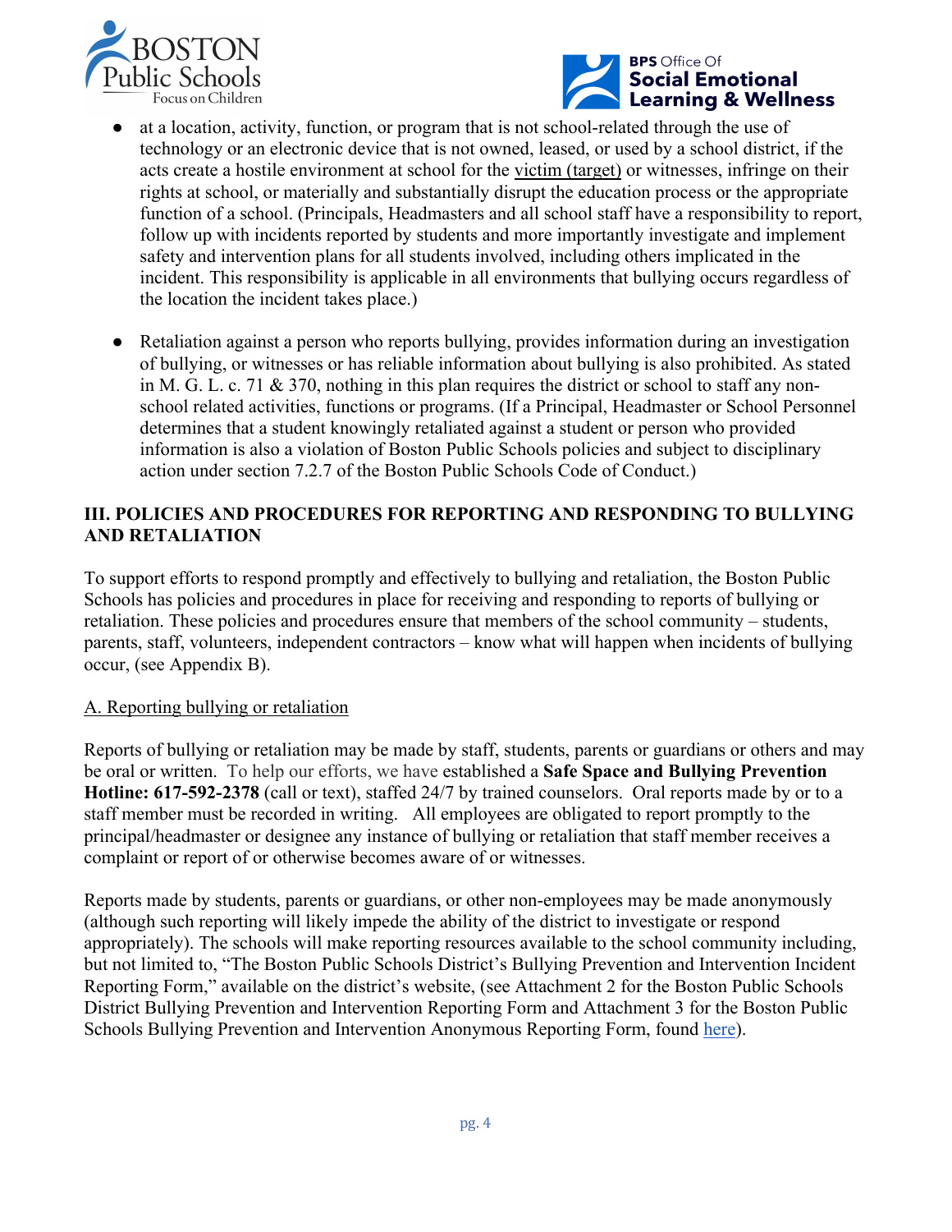- at a location, activity, function, or program that is not school-related through the use of technology or an electronic device that is not owned, leased, or used by a school district, if the acts create a hostile environment at school for the victim (target) or witnesses, infringe on their rights at school, or materially and substantially disrupt the education process or the appropriate function of a school. (Principals, Headmasters and all school staff have a responsibility to report, follow up with incidents reported by students and more importantly investigate and implement safety and intervention plans for all students involved, including others implicated in the incident. This responsibility is applicable in all environments that bullying occurs regardless of the location the incident takes place.)

- Retaliation against a person who reports bullying, provides information during an investigation of bullying, or witnesses or has reliable information about bullying is also prohibited. As stated in M. G. L. c. 71 & 370, nothing in this plan requires the district or school to staff any non-school related activities, functions or programs. (If a Principal, Headmaster or School Personnel determines that a student knowingly retaliated against a student or person who provided information is also a violation of Boston Public Schools policies and subject to disciplinary action under section 7.2.7 of the Boston Public Schools Code of Conduct.)

## III. POLICIES AND PROCEDURES FOR REPORTING AND RESPONDING TO BULLYING AND RETALIATION

To support efforts to respond promptly and effectively to bullying and retaliation, the Boston Public Schools has policies and procedures in place for receiving and responding to reports of bullying or retaliation. These policies and procedures ensure that members of the school community – students, parents, staff, volunteers, independent contractors – know what will happen when incidents of bullying occur, (see Appendix B).

### A. Reporting bullying or retaliation

Reports of bullying or retaliation may be made by staff, students, parents or guardians or others and may be oral or written. To help our efforts, we have established a **Safe Space and Bullying Prevention Hotline: 617-592-2378** (call or text), staffed 24/7 by trained counselors. Oral reports made by or to a staff member must be recorded in writing. All employees are obligated to report promptly to the principal/headmaster or designee any instance of bullying or retaliation that staff member receives a complaint or report of or otherwise becomes aware of or witnesses.

Reports made by students, parents or guardians, or other non-employees may be made anonymously (although such reporting will likely impede the ability of the district to investigate or respond appropriately). The schools will make reporting resources available to the school community including, but not limited to, "The Boston Public Schools District's Bullying Prevention and Intervention Incident Reporting Form," available on the district's website, (see Attachment 2 for the Boston Public Schools District Bullying Prevention and Intervention Reporting Form and Attachment 3 for the Boston Public Schools Bullying Prevention and Intervention Anonymous Reporting Form, found here).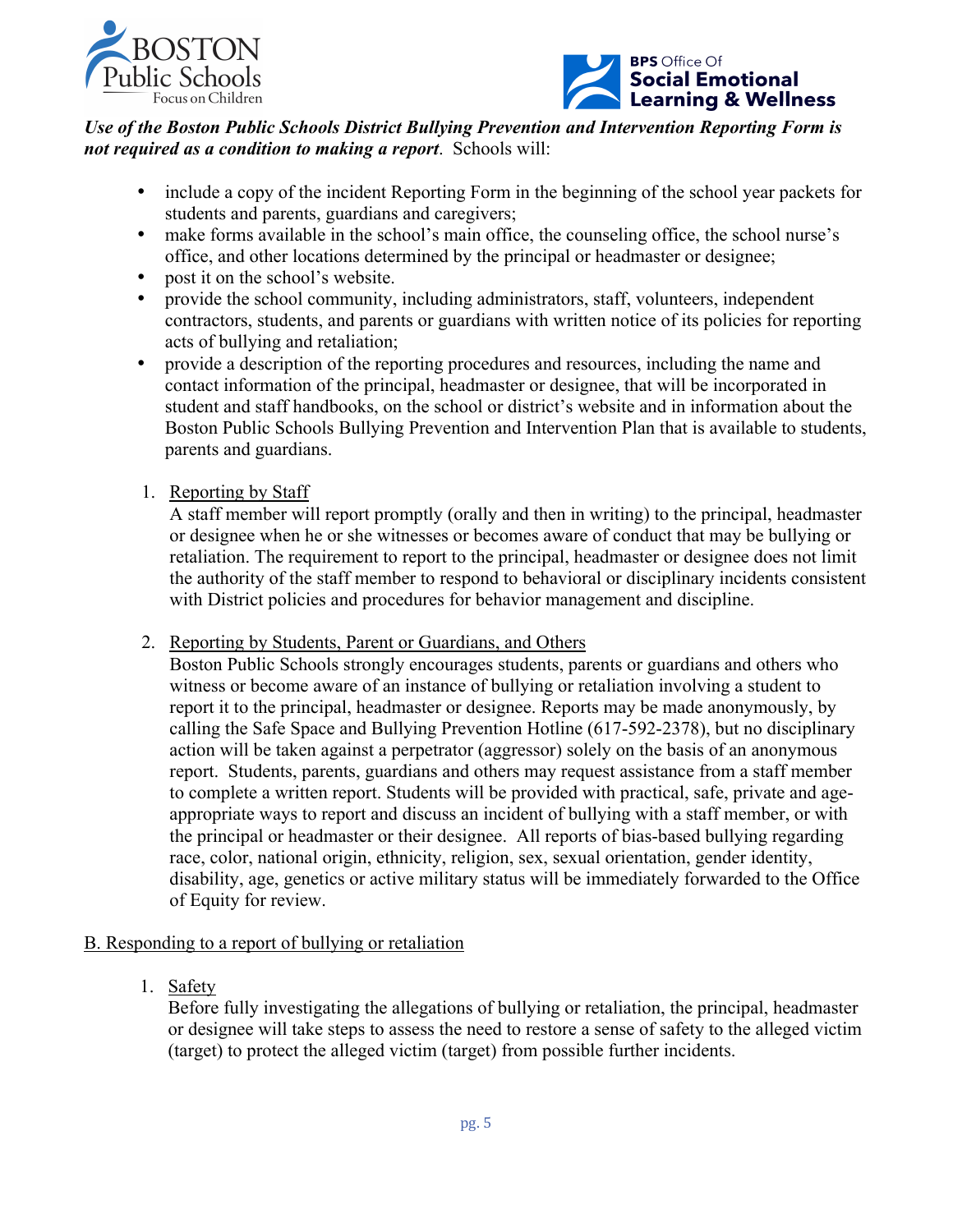***Use of the Boston Public Schools District Bullying Prevention and Intervention Reporting Form is not required as a condition to making a report***. Schools will:

- include a copy of the incident Reporting Form in the beginning of the school year packets for students and parents, guardians and caregivers;
- make forms available in the school's main office, the counseling office, the school nurse's office, and other locations determined by the principal or headmaster or designee;
- post it on the school's website.
- provide the school community, including administrators, staff, volunteers, independent contractors, students, and parents or guardians with written notice of its policies for reporting acts of bullying and retaliation;
- provide a description of the reporting procedures and resources, including the name and contact information of the principal, headmaster or designee, that will be incorporated in student and staff handbooks, on the school or district's website and in information about the Boston Public Schools Bullying Prevention and Intervention Plan that is available to students, parents and guardians.

1. Reporting by Staff

   A staff member will report promptly (orally and then in writing) to the principal, headmaster or designee when he or she witnesses or becomes aware of conduct that may be bullying or retaliation. The requirement to report to the principal, headmaster or designee does not limit the authority of the staff member to respond to behavioral or disciplinary incidents consistent with District policies and procedures for behavior management and discipline.

2. Reporting by Students, Parent or Guardians, and Others

   Boston Public Schools strongly encourages students, parents or guardians and others who witness or become aware of an instance of bullying or retaliation involving a student to report it to the principal, headmaster or designee. Reports may be made anonymously, by calling the Safe Space and Bullying Prevention Hotline (617-592-2378), but no disciplinary action will be taken against a perpetrator (aggressor) solely on the basis of an anonymous report. Students, parents, guardians and others may request assistance from a staff member to complete a written report. Students will be provided with practical, safe, private and age-appropriate ways to report and discuss an incident of bullying with a staff member, or with the principal or headmaster or their designee. All reports of bias-based bullying regarding race, color, national origin, ethnicity, religion, sex, sexual orientation, gender identity, disability, age, genetics or active military status will be immediately forwarded to the Office of Equity for review.

B. Responding to a report of bullying or retaliation

1. Safety

   Before fully investigating the allegations of bullying or retaliation, the principal, headmaster or designee will take steps to assess the need to restore a sense of safety to the alleged victim (target) to protect the alleged victim (target) from possible further incidents.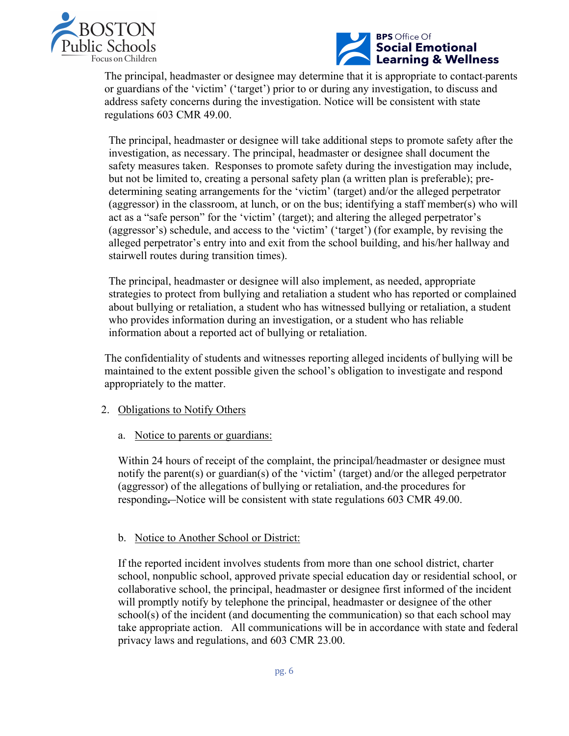The principal, headmaster or designee may determine that it is appropriate to contact parents or guardians of the 'victim' ('target') prior to or during any investigation, to discuss and address safety concerns during the investigation. Notice will be consistent with state regulations 603 CMR 49.00.

The principal, headmaster or designee will take additional steps to promote safety after the investigation, as necessary. The principal, headmaster or designee shall document the safety measures taken. Responses to promote safety during the investigation may include, but not be limited to, creating a personal safety plan (a written plan is preferable); pre-determining seating arrangements for the 'victim' (target) and/or the alleged perpetrator (aggressor) in the classroom, at lunch, or on the bus; identifying a staff member(s) who will act as a "safe person" for the 'victim' (target); and altering the alleged perpetrator's (aggressor's) schedule, and access to the 'victim' ('target') (for example, by revising the alleged perpetrator's entry into and exit from the school building, and his/her hallway and stairwell routes during transition times).

The principal, headmaster or designee will also implement, as needed, appropriate strategies to protect from bullying and retaliation a student who has reported or complained about bullying or retaliation, a student who has witnessed bullying or retaliation, a student who provides information during an investigation, or a student who has reliable information about a reported act of bullying or retaliation.

The confidentiality of students and witnesses reporting alleged incidents of bullying will be maintained to the extent possible given the school's obligation to investigate and respond appropriately to the matter.

2. Obligations to Notify Others

   a. Notice to parents or guardians:

   Within 24 hours of receipt of the complaint, the principal/headmaster or designee must notify the parent(s) or guardian(s) of the 'victim' (target) and/or the alleged perpetrator (aggressor) of the allegations of bullying or retaliation, and the procedures for responding. Notice will be consistent with state regulations 603 CMR 49.00.

   b. Notice to Another School or District:

   If the reported incident involves students from more than one school district, charter school, nonpublic school, approved private special education day or residential school, or collaborative school, the principal, headmaster or designee first informed of the incident will promptly notify by telephone the principal, headmaster or designee of the other school(s) of the incident (and documenting the communication) so that each school may take appropriate action. All communications will be in accordance with state and federal privacy laws and regulations, and 603 CMR 23.00.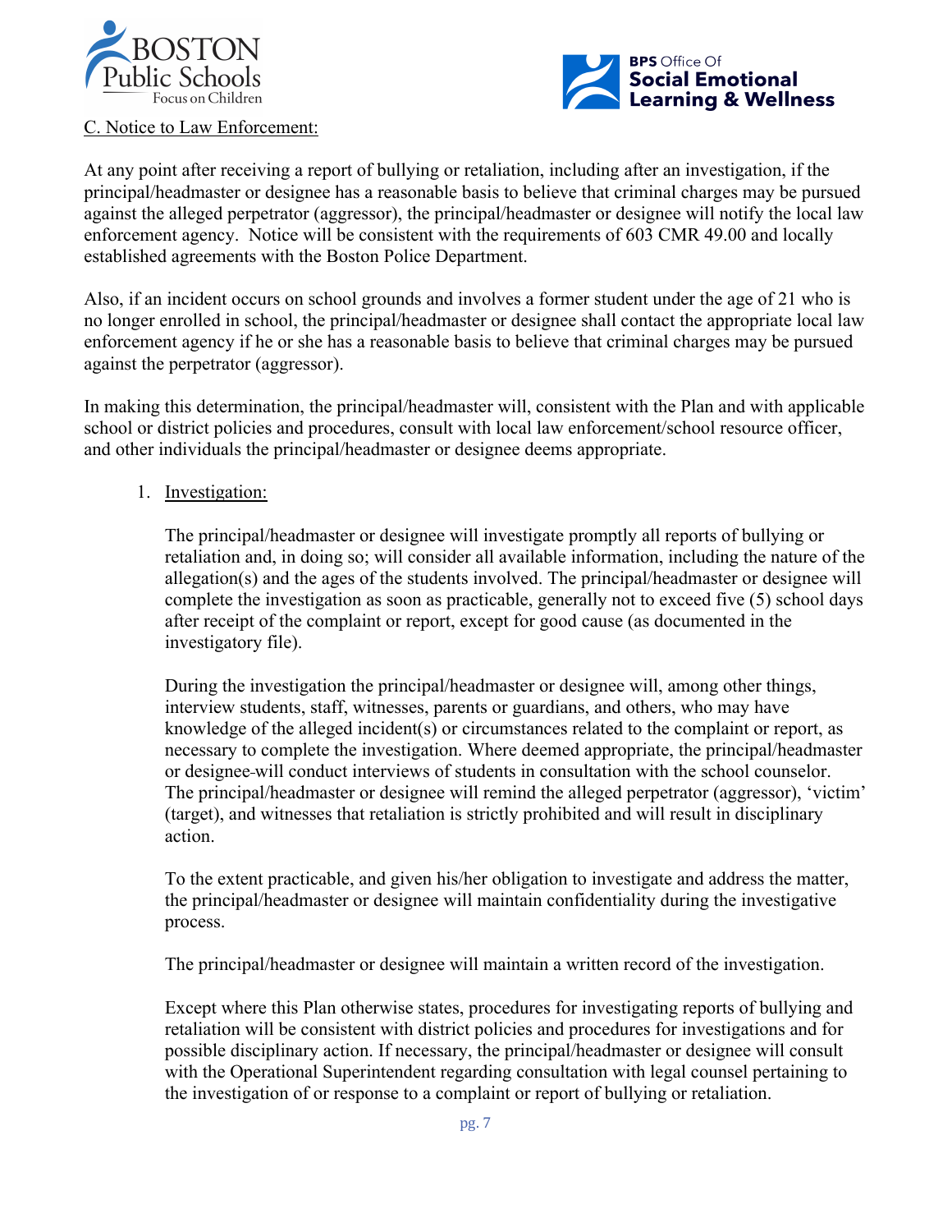C. Notice to Law Enforcement:

At any point after receiving a report of bullying or retaliation, including after an investigation, if the principal/headmaster or designee has a reasonable basis to believe that criminal charges may be pursued against the alleged perpetrator (aggressor), the principal/headmaster or designee will notify the local law enforcement agency. Notice will be consistent with the requirements of 603 CMR 49.00 and locally established agreements with the Boston Police Department.

Also, if an incident occurs on school grounds and involves a former student under the age of 21 who is no longer enrolled in school, the principal/headmaster or designee shall contact the appropriate local law enforcement agency if he or she has a reasonable basis to believe that criminal charges may be pursued against the perpetrator (aggressor).

In making this determination, the principal/headmaster will, consistent with the Plan and with applicable school or district policies and procedures, consult with local law enforcement/school resource officer, and other individuals the principal/headmaster or designee deems appropriate.

1. Investigation:

   The principal/headmaster or designee will investigate promptly all reports of bullying or retaliation and, in doing so; will consider all available information, including the nature of the allegation(s) and the ages of the students involved. The principal/headmaster or designee will complete the investigation as soon as practicable, generally not to exceed five (5) school days after receipt of the complaint or report, except for good cause (as documented in the investigatory file).

   During the investigation the principal/headmaster or designee will, among other things, interview students, staff, witnesses, parents or guardians, and others, who may have knowledge of the alleged incident(s) or circumstances related to the complaint or report, as necessary to complete the investigation. Where deemed appropriate, the principal/headmaster or designee will conduct interviews of students in consultation with the school counselor. The principal/headmaster or designee will remind the alleged perpetrator (aggressor), 'victim' (target), and witnesses that retaliation is strictly prohibited and will result in disciplinary action.

   To the extent practicable, and given his/her obligation to investigate and address the matter, the principal/headmaster or designee will maintain confidentiality during the investigative process.

   The principal/headmaster or designee will maintain a written record of the investigation.

   Except where this Plan otherwise states, procedures for investigating reports of bullying and retaliation will be consistent with district policies and procedures for investigations and for possible disciplinary action. If necessary, the principal/headmaster or designee will consult with the Operational Superintendent regarding consultation with legal counsel pertaining to the investigation of or response to a complaint or report of bullying or retaliation.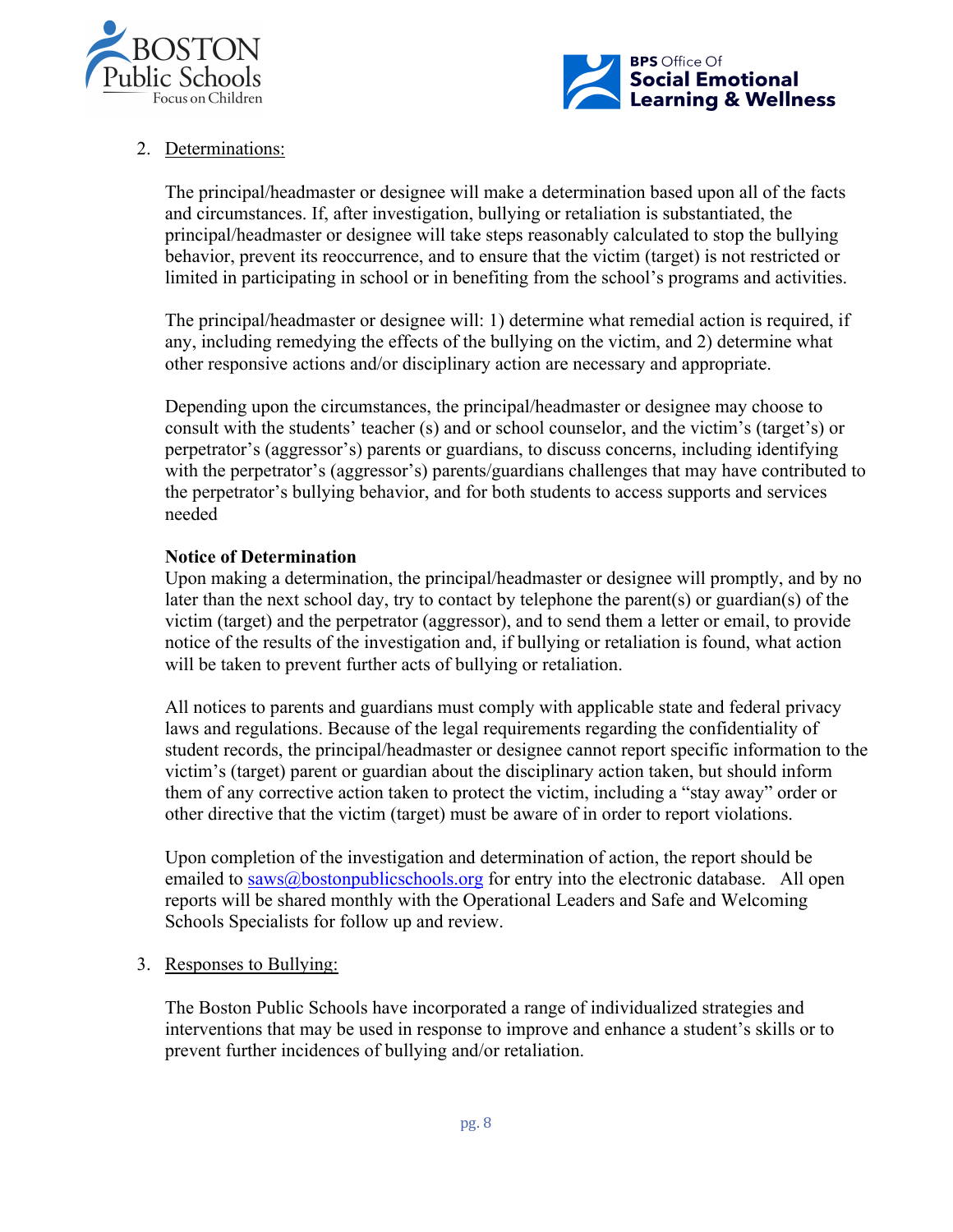2. Determinations:

   The principal/headmaster or designee will make a determination based upon all of the facts and circumstances. If, after investigation, bullying or retaliation is substantiated, the principal/headmaster or designee will take steps reasonably calculated to stop the bullying behavior, prevent its reoccurrence, and to ensure that the victim (target) is not restricted or limited in participating in school or in benefiting from the school's programs and activities.

   The principal/headmaster or designee will: 1) determine what remedial action is required, if any, including remedying the effects of the bullying on the victim, and 2) determine what other responsive actions and/or disciplinary action are necessary and appropriate.

   Depending upon the circumstances, the principal/headmaster or designee may choose to consult with the students' teacher (s) and or school counselor, and the victim's (target's) or perpetrator's (aggressor's) parents or guardians, to discuss concerns, including identifying with the perpetrator's (aggressor's) parents/guardians challenges that may have contributed to the perpetrator's bullying behavior, and for both students to access supports and services needed

   **Notice of Determination**
   Upon making a determination, the principal/headmaster or designee will promptly, and by no later than the next school day, try to contact by telephone the parent(s) or guardian(s) of the victim (target) and the perpetrator (aggressor), and to send them a letter or email, to provide notice of the results of the investigation and, if bullying or retaliation is found, what action will be taken to prevent further acts of bullying or retaliation.

   All notices to parents and guardians must comply with applicable state and federal privacy laws and regulations. Because of the legal requirements regarding the confidentiality of student records, the principal/headmaster or designee cannot report specific information to the victim's (target) parent or guardian about the disciplinary action taken, but should inform them of any corrective action taken to protect the victim, including a "stay away" order or other directive that the victim (target) must be aware of in order to report violations.

   Upon completion of the investigation and determination of action, the report should be emailed to saws@bostonpublicschools.org for entry into the electronic database. All open reports will be shared monthly with the Operational Leaders and Safe and Welcoming Schools Specialists for follow up and review.

3. Responses to Bullying:

   The Boston Public Schools have incorporated a range of individualized strategies and interventions that may be used in response to improve and enhance a student's skills or to prevent further incidences of bullying and/or retaliation.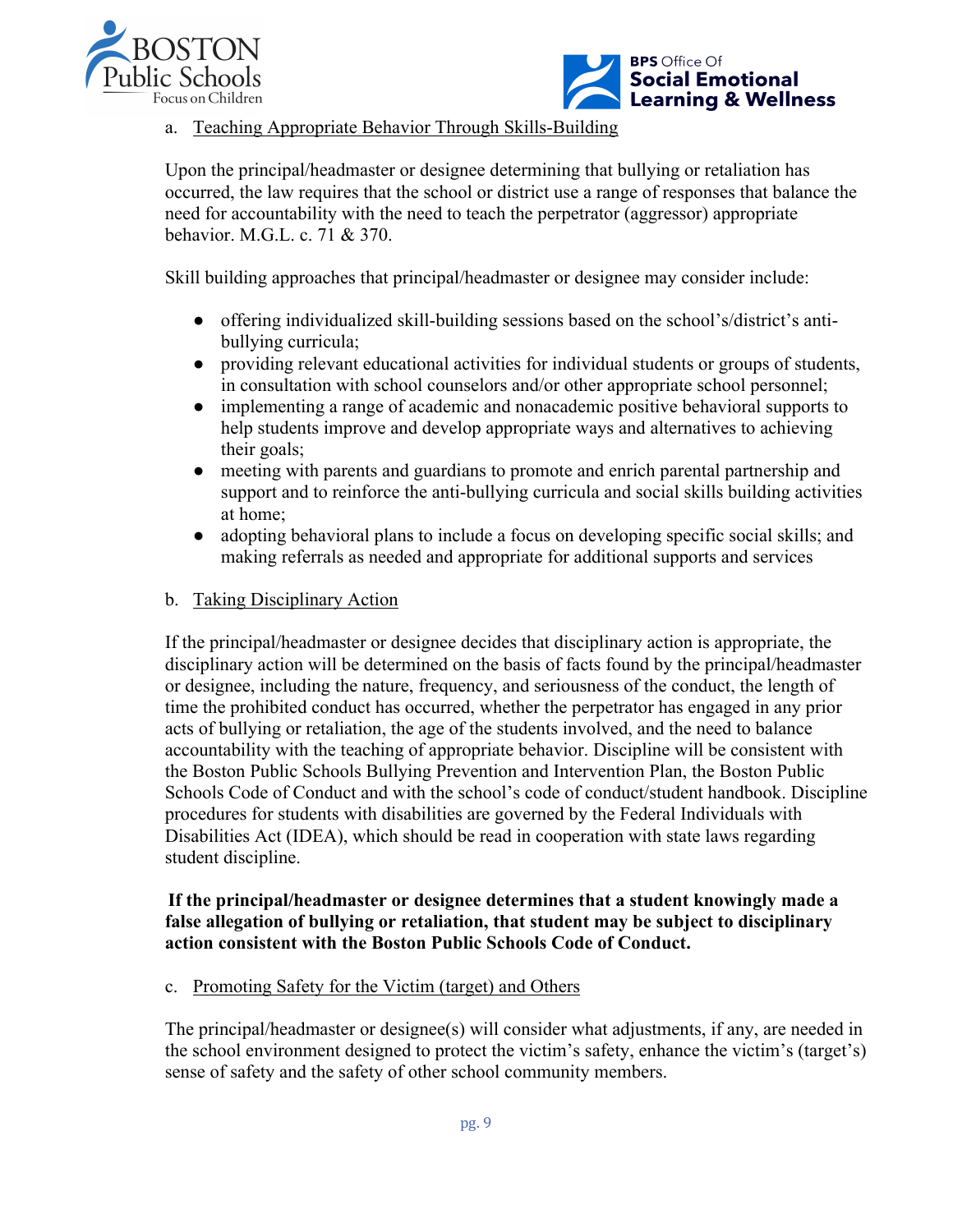a. Teaching Appropriate Behavior Through Skills-Building

Upon the principal/headmaster or designee determining that bullying or retaliation has occurred, the law requires that the school or district use a range of responses that balance the need for accountability with the need to teach the perpetrator (aggressor) appropriate behavior. M.G.L. c. 71 & 370.

Skill building approaches that principal/headmaster or designee may consider include:

- offering individualized skill-building sessions based on the school's/district's anti-bullying curricula;
- providing relevant educational activities for individual students or groups of students, in consultation with school counselors and/or other appropriate school personnel;
- implementing a range of academic and nonacademic positive behavioral supports to help students improve and develop appropriate ways and alternatives to achieving their goals;
- meeting with parents and guardians to promote and enrich parental partnership and support and to reinforce the anti-bullying curricula and social skills building activities at home;
- adopting behavioral plans to include a focus on developing specific social skills; and making referrals as needed and appropriate for additional supports and services

b. Taking Disciplinary Action

If the principal/headmaster or designee decides that disciplinary action is appropriate, the disciplinary action will be determined on the basis of facts found by the principal/headmaster or designee, including the nature, frequency, and seriousness of the conduct, the length of time the prohibited conduct has occurred, whether the perpetrator has engaged in any prior acts of bullying or retaliation, the age of the students involved, and the need to balance accountability with the teaching of appropriate behavior. Discipline will be consistent with the Boston Public Schools Bullying Prevention and Intervention Plan, the Boston Public Schools Code of Conduct and with the school's code of conduct/student handbook. Discipline procedures for students with disabilities are governed by the Federal Individuals with Disabilities Act (IDEA), which should be read in cooperation with state laws regarding student discipline.

**If the principal/headmaster or designee determines that a student knowingly made a false allegation of bullying or retaliation, that student may be subject to disciplinary action consistent with the Boston Public Schools Code of Conduct.**

c. Promoting Safety for the Victim (target) and Others

The principal/headmaster or designee(s) will consider what adjustments, if any, are needed in the school environment designed to protect the victim's safety, enhance the victim's (target's) sense of safety and the safety of other school community members.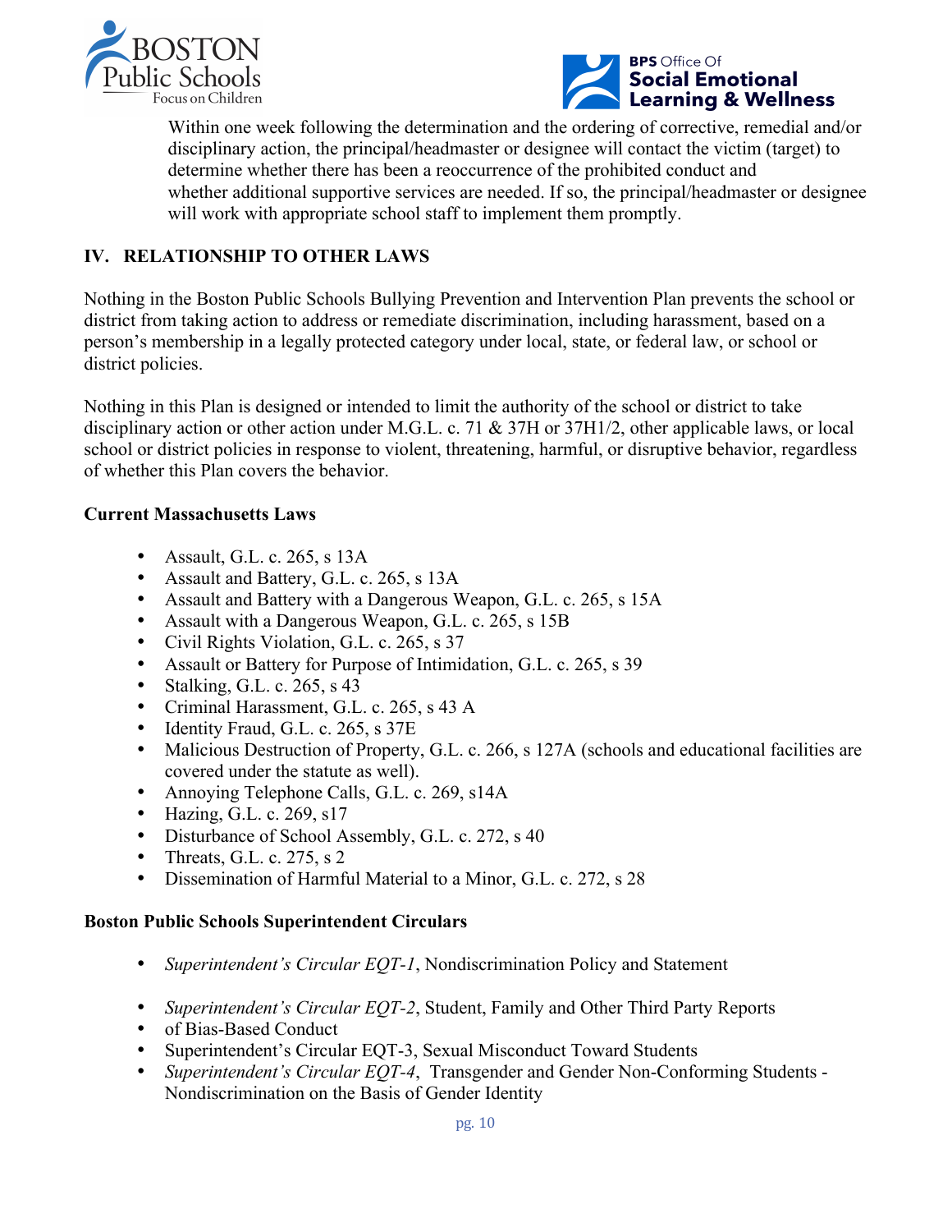Within one week following the determination and the ordering of corrective, remedial and/or disciplinary action, the principal/headmaster or designee will contact the victim (target) to determine whether there has been a reoccurrence of the prohibited conduct and whether additional supportive services are needed. If so, the principal/headmaster or designee will work with appropriate school staff to implement them promptly.

## IV. RELATIONSHIP TO OTHER LAWS

Nothing in the Boston Public Schools Bullying Prevention and Intervention Plan prevents the school or district from taking action to address or remediate discrimination, including harassment, based on a person's membership in a legally protected category under local, state, or federal law, or school or district policies.

Nothing in this Plan is designed or intended to limit the authority of the school or district to take disciplinary action or other action under M.G.L. c. 71 & 37H or 37H1/2, other applicable laws, or local school or district policies in response to violent, threatening, harmful, or disruptive behavior, regardless of whether this Plan covers the behavior.

**Current Massachusetts Laws**

- Assault, G.L. c. 265, s 13A
- Assault and Battery, G.L. c. 265, s 13A
- Assault and Battery with a Dangerous Weapon, G.L. c. 265, s 15A
- Assault with a Dangerous Weapon, G.L. c. 265, s 15B
- Civil Rights Violation, G.L. c. 265, s 37
- Assault or Battery for Purpose of Intimidation, G.L. c. 265, s 39
- Stalking, G.L. c. 265, s 43
- Criminal Harassment, G.L. c. 265, s 43 A
- Identity Fraud, G.L. c. 265, s 37E
- Malicious Destruction of Property, G.L. c. 266, s 127A (schools and educational facilities are covered under the statute as well).
- Annoying Telephone Calls, G.L. c. 269, s14A
- Hazing, G.L. c. 269, s17
- Disturbance of School Assembly, G.L. c. 272, s 40
- Threats, G.L. c. 275, s 2
- Dissemination of Harmful Material to a Minor, G.L. c. 272, s 28

**Boston Public Schools Superintendent Circulars**

- *Superintendent's Circular EQT-1*, Nondiscrimination Policy and Statement
- *Superintendent's Circular EQT-2*, Student, Family and Other Third Party Reports
- of Bias-Based Conduct
- Superintendent's Circular EQT-3, Sexual Misconduct Toward Students
- *Superintendent's Circular EQT-4*, Transgender and Gender Non-Conforming Students - Nondiscrimination on the Basis of Gender Identity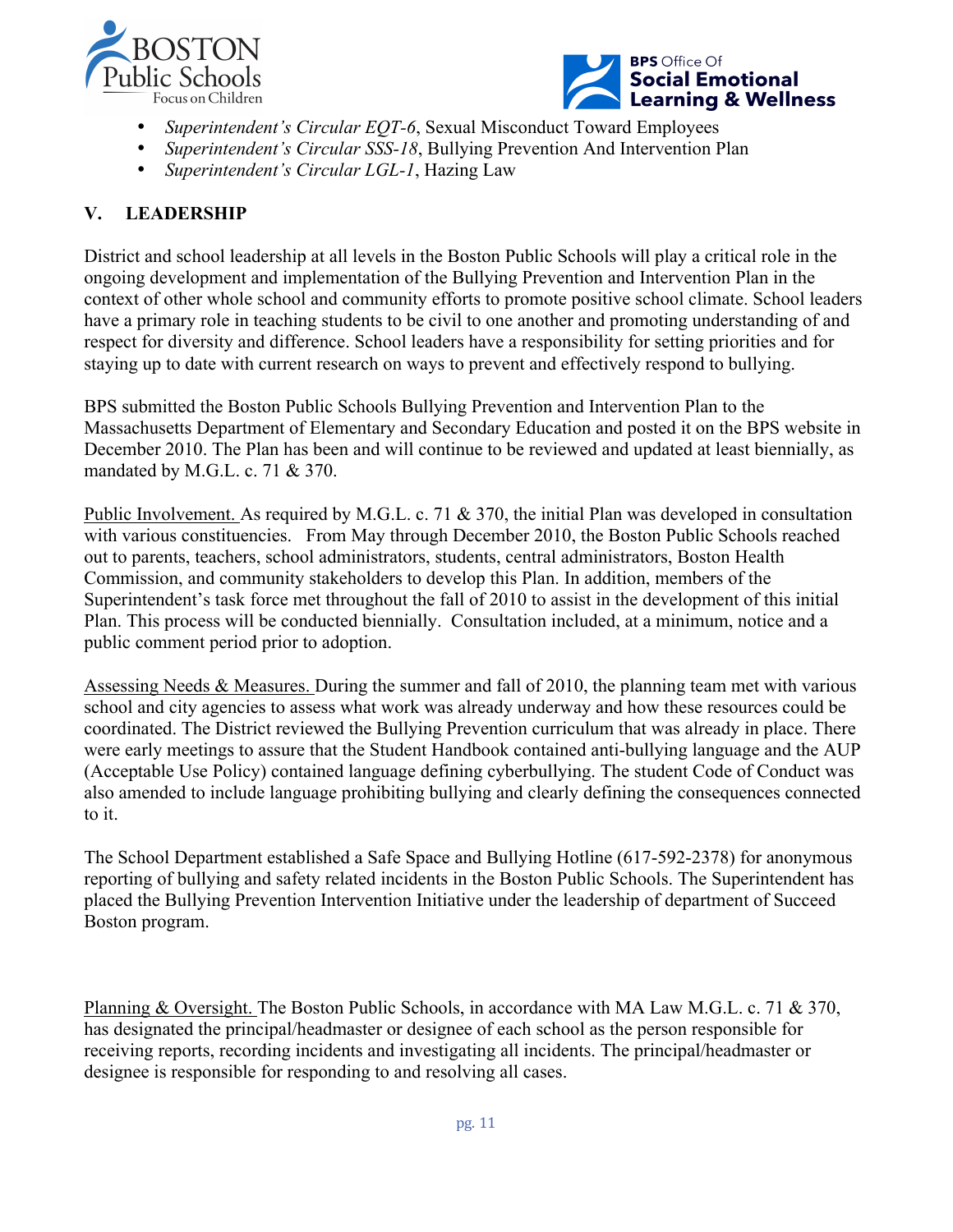- *Superintendent's Circular EQT-6*, Sexual Misconduct Toward Employees
- *Superintendent's Circular SSS-18*, Bullying Prevention And Intervention Plan
- *Superintendent's Circular LGL-1*, Hazing Law

## V. LEADERSHIP

District and school leadership at all levels in the Boston Public Schools will play a critical role in the ongoing development and implementation of the Bullying Prevention and Intervention Plan in the context of other whole school and community efforts to promote positive school climate. School leaders have a primary role in teaching students to be civil to one another and promoting understanding of and respect for diversity and difference. School leaders have a responsibility for setting priorities and for staying up to date with current research on ways to prevent and effectively respond to bullying.

BPS submitted the Boston Public Schools Bullying Prevention and Intervention Plan to the Massachusetts Department of Elementary and Secondary Education and posted it on the BPS website in December 2010. The Plan has been and will continue to be reviewed and updated at least biennially, as mandated by M.G.L. c. 71 & 370.

<u>Public Involvement.</u> As required by M.G.L. c. 71 & 370, the initial Plan was developed in consultation with various constituencies. From May through December 2010, the Boston Public Schools reached out to parents, teachers, school administrators, students, central administrators, Boston Health Commission, and community stakeholders to develop this Plan. In addition, members of the Superintendent's task force met throughout the fall of 2010 to assist in the development of this initial Plan. This process will be conducted biennially. Consultation included, at a minimum, notice and a public comment period prior to adoption.

<u>Assessing Needs & Measures.</u> During the summer and fall of 2010, the planning team met with various school and city agencies to assess what work was already underway and how these resources could be coordinated. The District reviewed the Bullying Prevention curriculum that was already in place. There were early meetings to assure that the Student Handbook contained anti-bullying language and the AUP (Acceptable Use Policy) contained language defining cyberbullying. The student Code of Conduct was also amended to include language prohibiting bullying and clearly defining the consequences connected to it.

The School Department established a Safe Space and Bullying Hotline (617-592-2378) for anonymous reporting of bullying and safety related incidents in the Boston Public Schools. The Superintendent has placed the Bullying Prevention Intervention Initiative under the leadership of department of Succeed Boston program.

<u>Planning & Oversight.</u> The Boston Public Schools, in accordance with MA Law M.G.L. c. 71 & 370, has designated the principal/headmaster or designee of each school as the person responsible for receiving reports, recording incidents and investigating all incidents. The principal/headmaster or designee is responsible for responding to and resolving all cases.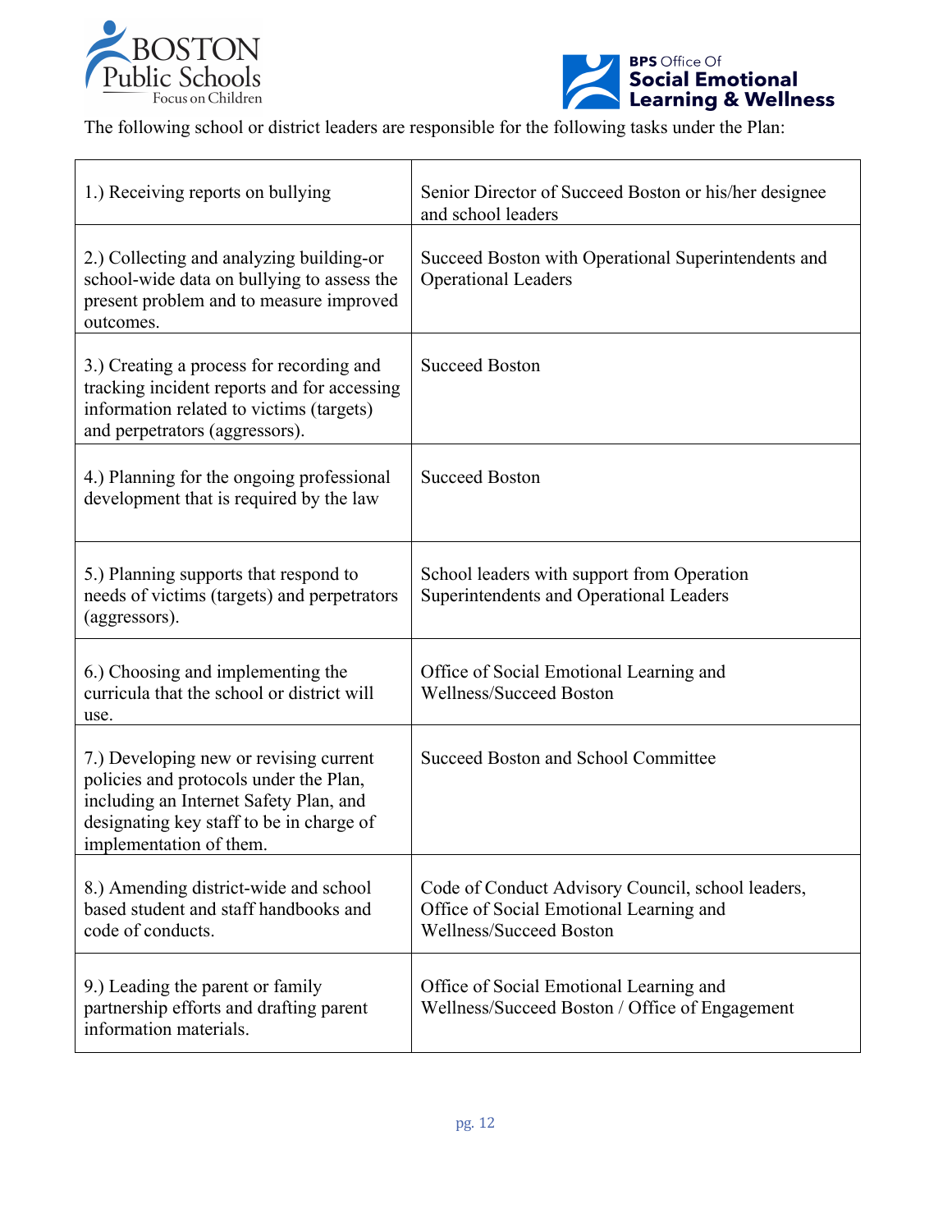The following school or district leaders are responsible for the following tasks under the Plan:

| | |
|---|---|
| 1.) Receiving reports on bullying | Senior Director of Succeed Boston or his/her designee and school leaders |
| 2.) Collecting and analyzing building-or school-wide data on bullying to assess the present problem and to measure improved outcomes. | Succeed Boston with Operational Superintendents and Operational Leaders |
| 3.) Creating a process for recording and tracking incident reports and for accessing information related to victims (targets) and perpetrators (aggressors). | Succeed Boston |
| 4.) Planning for the ongoing professional development that is required by the law | Succeed Boston |
| 5.) Planning supports that respond to needs of victims (targets) and perpetrators (aggressors). | School leaders with support from Operation Superintendents and Operational Leaders |
| 6.) Choosing and implementing the curricula that the school or district will use. | Office of Social Emotional Learning and Wellness/Succeed Boston |
| 7.) Developing new or revising current policies and protocols under the Plan, including an Internet Safety Plan, and designating key staff to be in charge of implementation of them. | Succeed Boston and School Committee |
| 8.) Amending district-wide and school based student and staff handbooks and code of conducts. | Code of Conduct Advisory Council, school leaders, Office of Social Emotional Learning and Wellness/Succeed Boston |
| 9.) Leading the parent or family partnership efforts and drafting parent information materials. | Office of Social Emotional Learning and Wellness/Succeed Boston / Office of Engagement |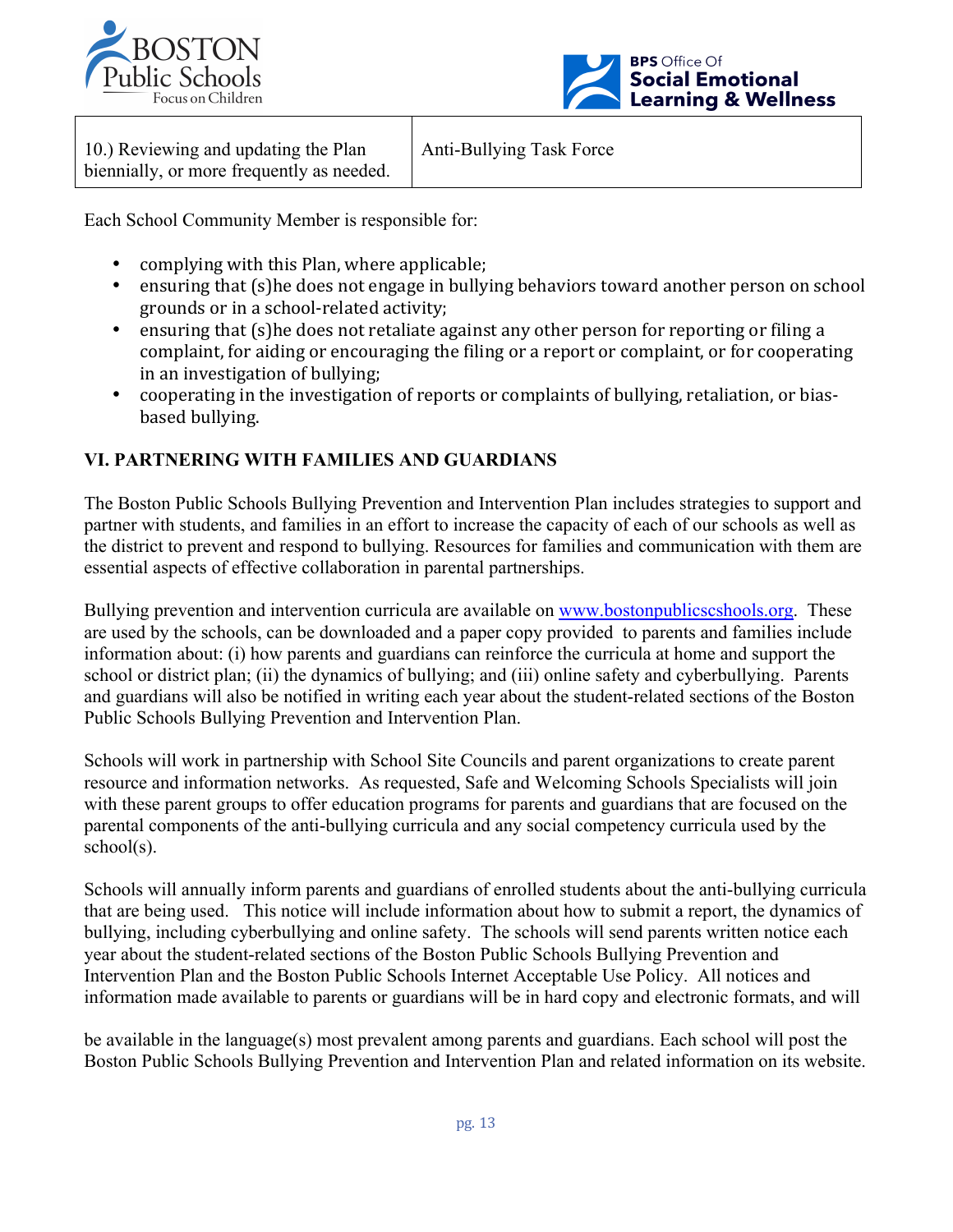| 10.) Reviewing and updating the Plan biennially, or more frequently as needed. | Anti-Bullying Task Force |
|---|---|

Each School Community Member is responsible for:

- complying with this Plan, where applicable;
- ensuring that (s)he does not engage in bullying behaviors toward another person on school grounds or in a school-related activity;
- ensuring that (s)he does not retaliate against any other person for reporting or filing a complaint, for aiding or encouraging the filing or a report or complaint, or for cooperating in an investigation of bullying;
- cooperating in the investigation of reports or complaints of bullying, retaliation, or bias-based bullying.

## VI. PARTNERING WITH FAMILIES AND GUARDIANS

The Boston Public Schools Bullying Prevention and Intervention Plan includes strategies to support and partner with students, and families in an effort to increase the capacity of each of our schools as well as the district to prevent and respond to bullying. Resources for families and communication with them are essential aspects of effective collaboration in parental partnerships.

Bullying prevention and intervention curricula are available on [www.bostonpublicscshools.org](www.bostonpublicscshools.org). These are used by the schools, can be downloaded and a paper copy provided to parents and families include information about: (i) how parents and guardians can reinforce the curricula at home and support the school or district plan; (ii) the dynamics of bullying; and (iii) online safety and cyberbullying. Parents and guardians will also be notified in writing each year about the student-related sections of the Boston Public Schools Bullying Prevention and Intervention Plan.

Schools will work in partnership with School Site Councils and parent organizations to create parent resource and information networks. As requested, Safe and Welcoming Schools Specialists will join with these parent groups to offer education programs for parents and guardians that are focused on the parental components of the anti-bullying curricula and any social competency curricula used by the school(s).

Schools will annually inform parents and guardians of enrolled students about the anti-bullying curricula that are being used. This notice will include information about how to submit a report, the dynamics of bullying, including cyberbullying and online safety. The schools will send parents written notice each year about the student-related sections of the Boston Public Schools Bullying Prevention and Intervention Plan and the Boston Public Schools Internet Acceptable Use Policy. All notices and information made available to parents or guardians will be in hard copy and electronic formats, and will be available in the language(s) most prevalent among parents and guardians. Each school will post the Boston Public Schools Bullying Prevention and Intervention Plan and related information on its website.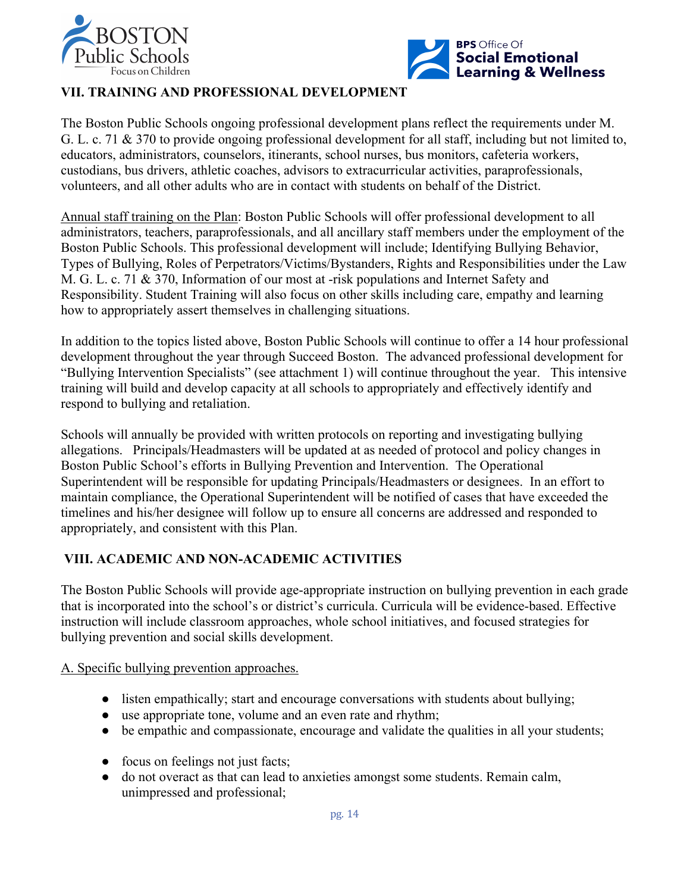## VII. TRAINING AND PROFESSIONAL DEVELOPMENT

The Boston Public Schools ongoing professional development plans reflect the requirements under M. G. L. c. 71 & 370 to provide ongoing professional development for all staff, including but not limited to, educators, administrators, counselors, itinerants, school nurses, bus monitors, cafeteria workers, custodians, bus drivers, athletic coaches, advisors to extracurricular activities, paraprofessionals, volunteers, and all other adults who are in contact with students on behalf of the District.

Annual staff training on the Plan: Boston Public Schools will offer professional development to all administrators, teachers, paraprofessionals, and all ancillary staff members under the employment of the Boston Public Schools. This professional development will include; Identifying Bullying Behavior, Types of Bullying, Roles of Perpetrators/Victims/Bystanders, Rights and Responsibilities under the Law M. G. L. c. 71 & 370, Information of our most at -risk populations and Internet Safety and Responsibility. Student Training will also focus on other skills including care, empathy and learning how to appropriately assert themselves in challenging situations.

In addition to the topics listed above, Boston Public Schools will continue to offer a 14 hour professional development throughout the year through Succeed Boston. The advanced professional development for "Bullying Intervention Specialists" (see attachment 1) will continue throughout the year. This intensive training will build and develop capacity at all schools to appropriately and effectively identify and respond to bullying and retaliation.

Schools will annually be provided with written protocols on reporting and investigating bullying allegations. Principals/Headmasters will be updated at as needed of protocol and policy changes in Boston Public School's efforts in Bullying Prevention and Intervention. The Operational Superintendent will be responsible for updating Principals/Headmasters or designees. In an effort to maintain compliance, the Operational Superintendent will be notified of cases that have exceeded the timelines and his/her designee will follow up to ensure all concerns are addressed and responded to appropriately, and consistent with this Plan.

## VIII. ACADEMIC AND NON-ACADEMIC ACTIVITIES

The Boston Public Schools will provide age-appropriate instruction on bullying prevention in each grade that is incorporated into the school's or district's curricula. Curricula will be evidence-based. Effective instruction will include classroom approaches, whole school initiatives, and focused strategies for bullying prevention and social skills development.

A. Specific bullying prevention approaches.

- listen empathically; start and encourage conversations with students about bullying;
- use appropriate tone, volume and an even rate and rhythm;
- be empathic and compassionate, encourage and validate the qualities in all your students;
- focus on feelings not just facts;
- do not overact as that can lead to anxieties amongst some students. Remain calm, unimpressed and professional;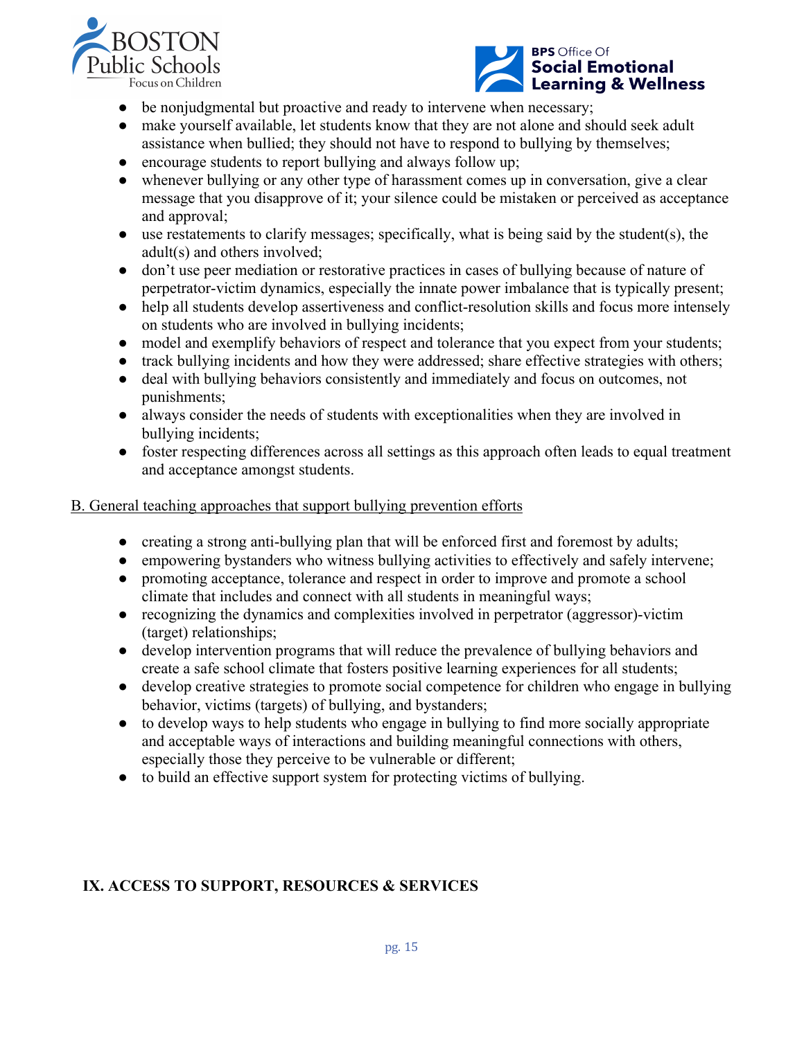- be nonjudgmental but proactive and ready to intervene when necessary;
- make yourself available, let students know that they are not alone and should seek adult assistance when bullied; they should not have to respond to bullying by themselves;
- encourage students to report bullying and always follow up;
- whenever bullying or any other type of harassment comes up in conversation, give a clear message that you disapprove of it; your silence could be mistaken or perceived as acceptance and approval;
- use restatements to clarify messages; specifically, what is being said by the student(s), the adult(s) and others involved;
- don't use peer mediation or restorative practices in cases of bullying because of nature of perpetrator-victim dynamics, especially the innate power imbalance that is typically present;
- help all students develop assertiveness and conflict-resolution skills and focus more intensely on students who are involved in bullying incidents;
- model and exemplify behaviors of respect and tolerance that you expect from your students;
- track bullying incidents and how they were addressed; share effective strategies with others;
- deal with bullying behaviors consistently and immediately and focus on outcomes, not punishments;
- always consider the needs of students with exceptionalities when they are involved in bullying incidents;
- foster respecting differences across all settings as this approach often leads to equal treatment and acceptance amongst students.

B. General teaching approaches that support bullying prevention efforts

- creating a strong anti-bullying plan that will be enforced first and foremost by adults;
- empowering bystanders who witness bullying activities to effectively and safely intervene;
- promoting acceptance, tolerance and respect in order to improve and promote a school climate that includes and connect with all students in meaningful ways;
- recognizing the dynamics and complexities involved in perpetrator (aggressor)-victim (target) relationships;
- develop intervention programs that will reduce the prevalence of bullying behaviors and create a safe school climate that fosters positive learning experiences for all students;
- develop creative strategies to promote social competence for children who engage in bullying behavior, victims (targets) of bullying, and bystanders;
- to develop ways to help students who engage in bullying to find more socially appropriate and acceptable ways of interactions and building meaningful connections with others, especially those they perceive to be vulnerable or different;
- to build an effective support system for protecting victims of bullying.

## IX. ACCESS TO SUPPORT, RESOURCES & SERVICES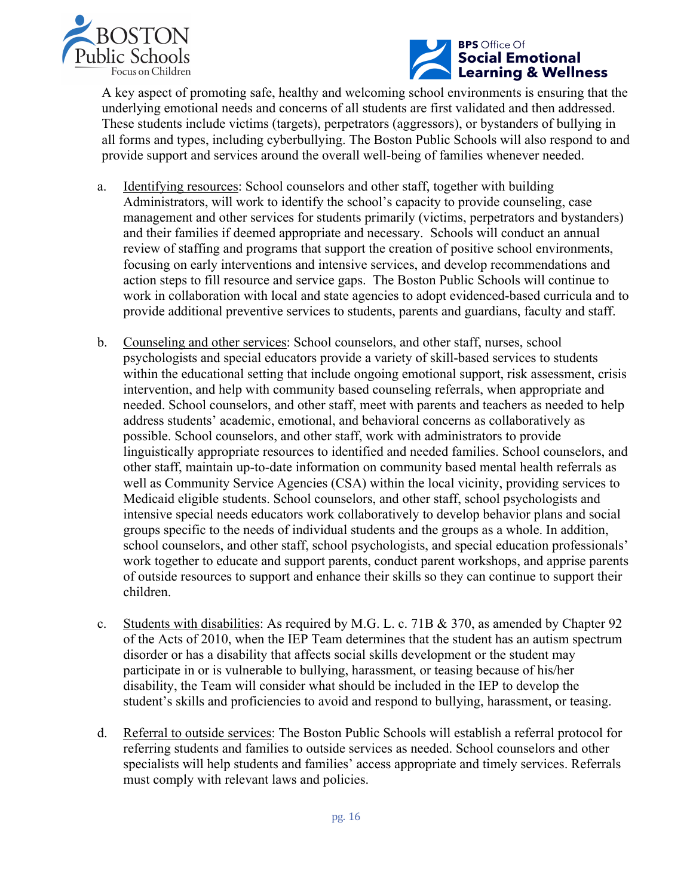A key aspect of promoting safe, healthy and welcoming school environments is ensuring that the underlying emotional needs and concerns of all students are first validated and then addressed. These students include victims (targets), perpetrators (aggressors), or bystanders of bullying in all forms and types, including cyberbullying. The Boston Public Schools will also respond to and provide support and services around the overall well-being of families whenever needed.

a. Identifying resources: School counselors and other staff, together with building Administrators, will work to identify the school's capacity to provide counseling, case management and other services for students primarily (victims, perpetrators and bystanders) and their families if deemed appropriate and necessary. Schools will conduct an annual review of staffing and programs that support the creation of positive school environments, focusing on early interventions and intensive services, and develop recommendations and action steps to fill resource and service gaps. The Boston Public Schools will continue to work in collaboration with local and state agencies to adopt evidenced-based curricula and to provide additional preventive services to students, parents and guardians, faculty and staff.

b. Counseling and other services: School counselors, and other staff, nurses, school psychologists and special educators provide a variety of skill-based services to students within the educational setting that include ongoing emotional support, risk assessment, crisis intervention, and help with community based counseling referrals, when appropriate and needed. School counselors, and other staff, meet with parents and teachers as needed to help address students' academic, emotional, and behavioral concerns as collaboratively as possible. School counselors, and other staff, work with administrators to provide linguistically appropriate resources to identified and needed families. School counselors, and other staff, maintain up-to-date information on community based mental health referrals as well as Community Service Agencies (CSA) within the local vicinity, providing services to Medicaid eligible students. School counselors, and other staff, school psychologists and intensive special needs educators work collaboratively to develop behavior plans and social groups specific to the needs of individual students and the groups as a whole. In addition, school counselors, and other staff, school psychologists, and special education professionals' work together to educate and support parents, conduct parent workshops, and apprise parents of outside resources to support and enhance their skills so they can continue to support their children.

c. Students with disabilities: As required by M.G. L. c. 71B & 370, as amended by Chapter 92 of the Acts of 2010, when the IEP Team determines that the student has an autism spectrum disorder or has a disability that affects social skills development or the student may participate in or is vulnerable to bullying, harassment, or teasing because of his/her disability, the Team will consider what should be included in the IEP to develop the student's skills and proficiencies to avoid and respond to bullying, harassment, or teasing.

d. Referral to outside services: The Boston Public Schools will establish a referral protocol for referring students and families to outside services as needed. School counselors and other specialists will help students and families' access appropriate and timely services. Referrals must comply with relevant laws and policies.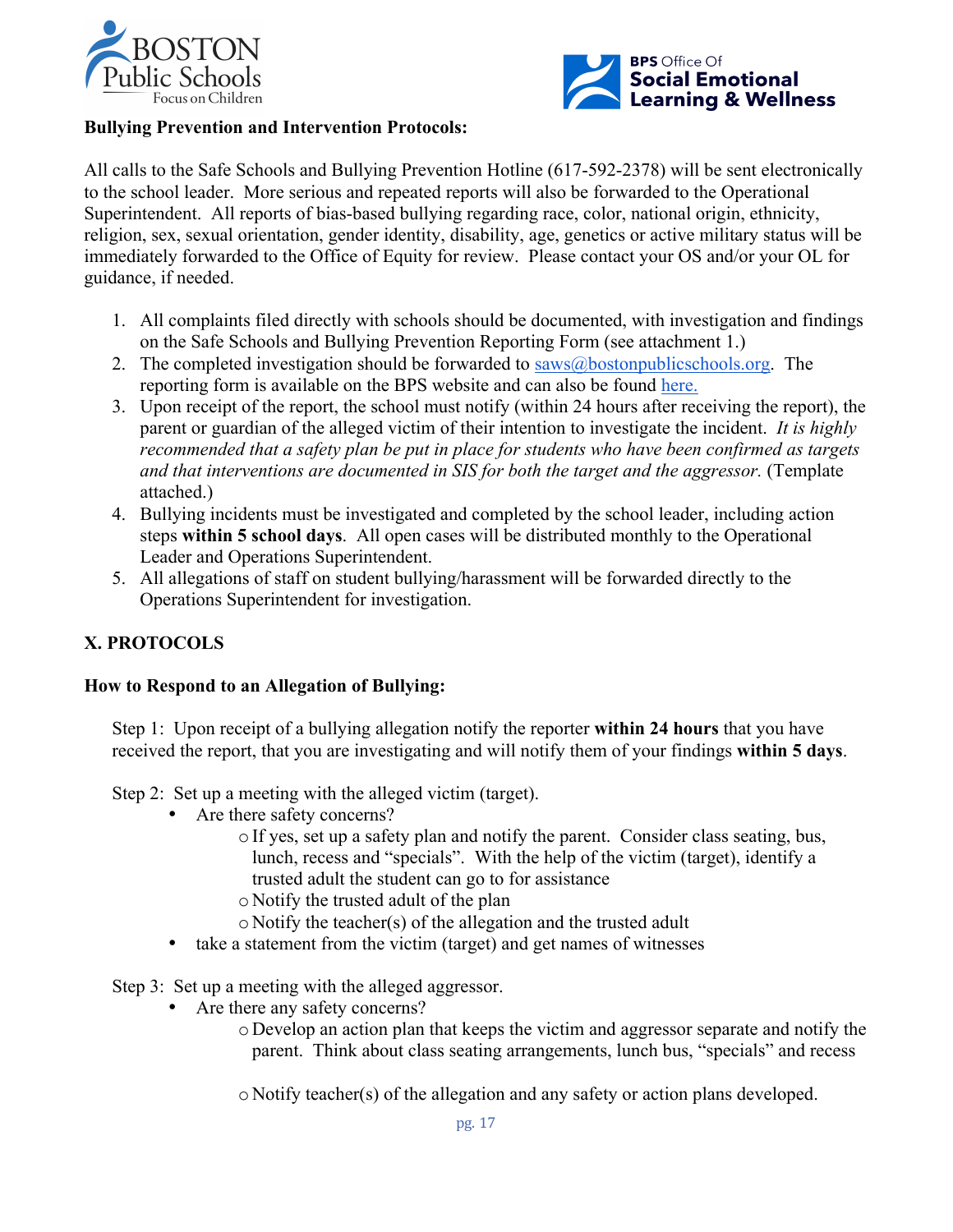**Bullying Prevention and Intervention Protocols:**

All calls to the Safe Schools and Bullying Prevention Hotline (617-592-2378) will be sent electronically to the school leader. More serious and repeated reports will also be forwarded to the Operational Superintendent. All reports of bias-based bullying regarding race, color, national origin, ethnicity, religion, sex, sexual orientation, gender identity, disability, age, genetics or active military status will be immediately forwarded to the Office of Equity for review. Please contact your OS and/or your OL for guidance, if needed.

1. All complaints filed directly with schools should be documented, with investigation and findings on the Safe Schools and Bullying Prevention Reporting Form (see attachment 1.)
2. The completed investigation should be forwarded to saws@bostonpublicschools.org. The reporting form is available on the BPS website and can also be found here.
3. Upon receipt of the report, the school must notify (within 24 hours after receiving the report), the parent or guardian of the alleged victim of their intention to investigate the incident. *It is highly recommended that a safety plan be put in place for students who have been confirmed as targets and that interventions are documented in SIS for both the target and the aggressor.* (Template attached.)
4. Bullying incidents must be investigated and completed by the school leader, including action steps **within 5 school days**. All open cases will be distributed monthly to the Operational Leader and Operations Superintendent.
5. All allegations of staff on student bullying/harassment will be forwarded directly to the Operations Superintendent for investigation.

## X. PROTOCOLS

### How to Respond to an Allegation of Bullying:

Step 1: Upon receipt of a bullying allegation notify the reporter **within 24 hours** that you have received the report, that you are investigating and will notify them of your findings **within 5 days**.

Step 2: Set up a meeting with the alleged victim (target).

- Are there safety concerns?
  - If yes, set up a safety plan and notify the parent. Consider class seating, bus, lunch, recess and "specials". With the help of the victim (target), identify a trusted adult the student can go to for assistance
  - Notify the trusted adult of the plan
  - Notify the teacher(s) of the allegation and the trusted adult
- take a statement from the victim (target) and get names of witnesses

Step 3: Set up a meeting with the alleged aggressor.

- Are there any safety concerns?
  - Develop an action plan that keeps the victim and aggressor separate and notify the parent. Think about class seating arrangements, lunch bus, "specials" and recess
  - Notify teacher(s) of the allegation and any safety or action plans developed.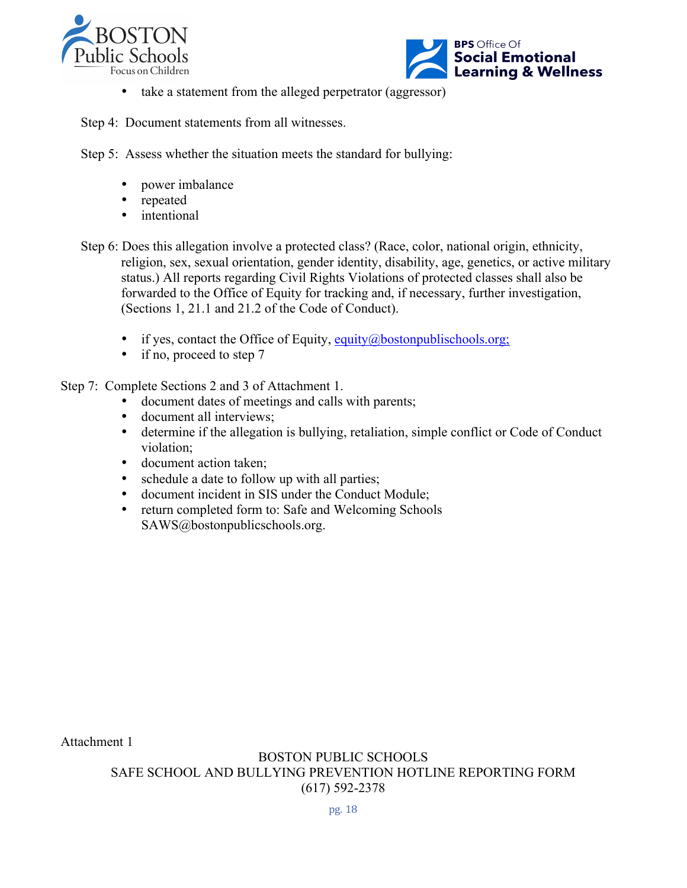- take a statement from the alleged perpetrator (aggressor)

Step 4: Document statements from all witnesses.

Step 5: Assess whether the situation meets the standard for bullying:

- power imbalance
- repeated
- intentional

Step 6: Does this allegation involve a protected class? (Race, color, national origin, ethnicity, religion, sex, sexual orientation, gender identity, disability, age, genetics, or active military status.) All reports regarding Civil Rights Violations of protected classes shall also be forwarded to the Office of Equity for tracking and, if necessary, further investigation, (Sections 1, 21.1 and 21.2 of the Code of Conduct).

- if yes, contact the Office of Equity, equity@bostonpublischools.org;
- if no, proceed to step 7

Step 7: Complete Sections 2 and 3 of Attachment 1.

- document dates of meetings and calls with parents;
- document all interviews;
- determine if the allegation is bullying, retaliation, simple conflict or Code of Conduct violation;
- document action taken;
- schedule a date to follow up with all parties;
- document incident in SIS under the Conduct Module;
- return completed form to: Safe and Welcoming Schools SAWS@bostonpublicschools.org.

Attachment 1

BOSTON PUBLIC SCHOOLS
SAFE SCHOOL AND BULLYING PREVENTION HOTLINE REPORTING FORM
(617) 592-2378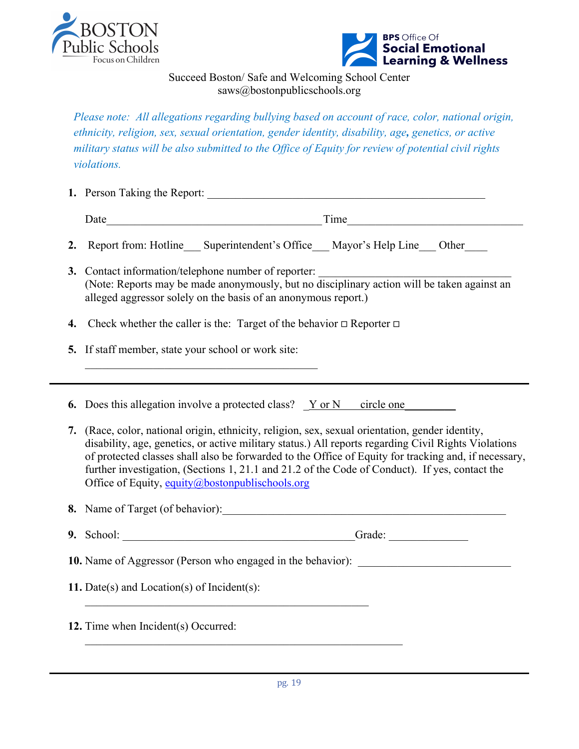BOSTON Public Schools
Focus on Children

BPS Office Of
**Social Emotional Learning & Wellness**

Succeed Boston/ Safe and Welcoming School Center
saws@bostonpublicschools.org

*Please note: All allegations regarding bullying based on account of race, color, national origin, ethnicity, religion, sex, sexual orientation, gender identity, disability, age, genetics, or active military status will be also submitted to the Office of Equity for review of potential civil rights violations.*

1. Person Taking the Report: ___________________________________________________

   Date_______________________________________ Time_______________________________

2. Report from: Hotline___ Superintendent's Office___ Mayor's Help Line___ Other____

3. Contact information/telephone number of reporter: ___________________________________
   (Note: Reports may be made anonymously, but no disciplinary action will be taken against an alleged aggressor solely on the basis of an anonymous report.)

4. Check whether the caller is the: Target of the behavior ☐ Reporter ☐

5. If staff member, state your school or work site:
   __________________________________________

---

6. Does this allegation involve a protected class? _Y or N___circle one_________

7. (Race, color, national origin, ethnicity, religion, sex, sexual orientation, gender identity, disability, age, genetics, or active military status.) All reports regarding Civil Rights Violations of protected classes shall also be forwarded to the Office of Equity for tracking and, if necessary, further investigation, (Sections 1, 21.1 and 21.2 of the Code of Conduct). If yes, contact the Office of Equity, equity@bostonpublicschools.org

8. Name of Target (of behavior):___________________________________________________

9. School: __________________________________________Grade: ______________

10. Name of Aggressor (Person who engaged in the behavior): ___________________________

11. Date(s) and Location(s) of Incident(s):
    ____________________________________________________

12. Time when Incident(s) Occurred:
    __________________________________________________________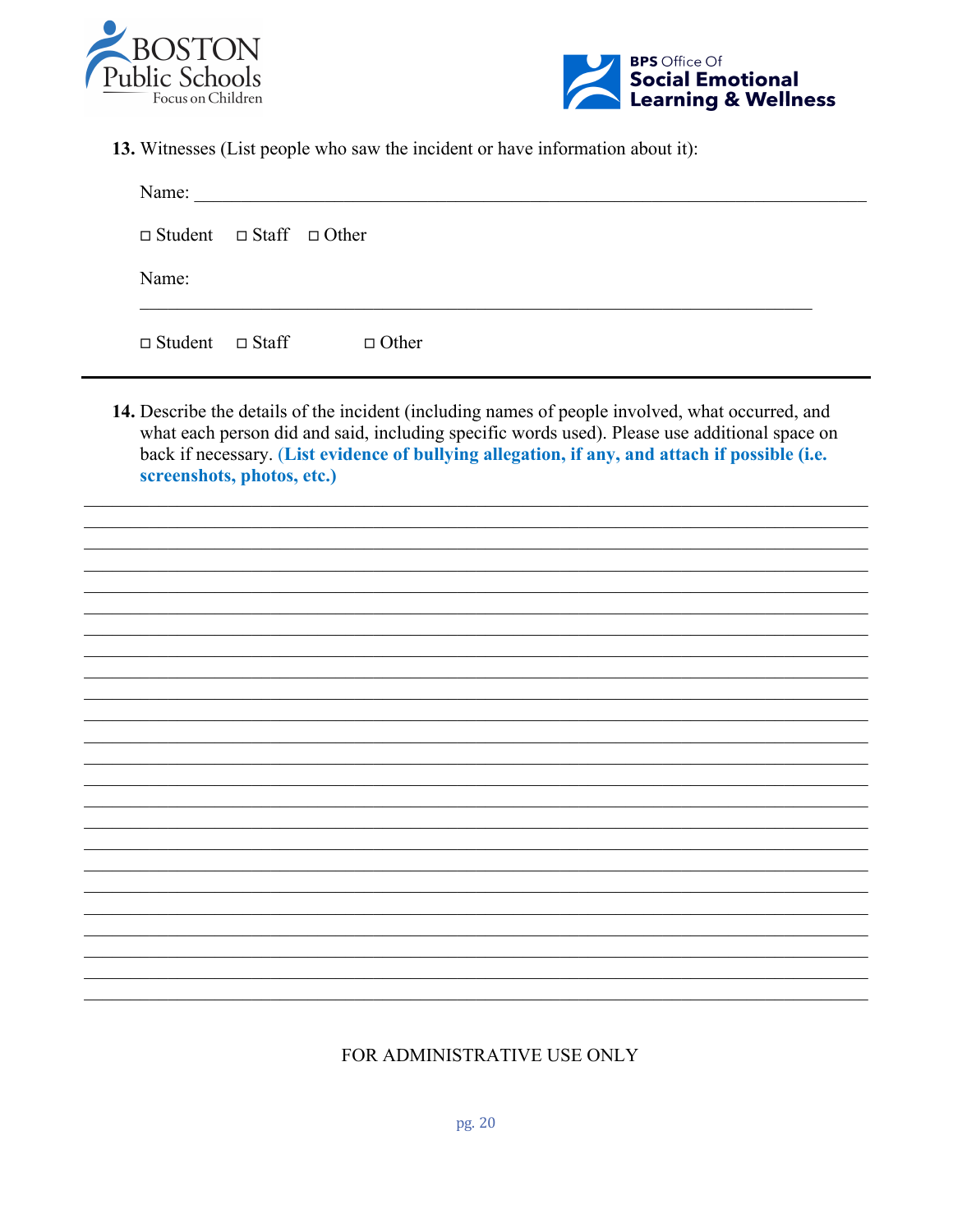**13.** Witnesses (List people who saw the incident or have information about it):

Name: ______________________________________________________________________

□ Student □ Staff □ Other

Name:

______________________________________________________________________

□ Student □ Staff □ Other

---

**14.** Describe the details of the incident (including names of people involved, what occurred, and what each person did and said, including specific words used). Please use additional space on back if necessary. **(List evidence of bullying allegation, if any, and attach if possible (i.e. screenshots, photos, etc.)**

____________________________________________________________________________

____________________________________________________________________________

____________________________________________________________________________

____________________________________________________________________________

____________________________________________________________________________

____________________________________________________________________________

____________________________________________________________________________

____________________________________________________________________________

____________________________________________________________________________

____________________________________________________________________________

____________________________________________________________________________

____________________________________________________________________________

____________________________________________________________________________

____________________________________________________________________________

____________________________________________________________________________

____________________________________________________________________________

____________________________________________________________________________

____________________________________________________________________________

____________________________________________________________________________

____________________________________________________________________________

____________________________________________________________________________

____________________________________________________________________________

____________________________________________________________________________

____________________________________________________________________________

FOR ADMINISTRATIVE USE ONLY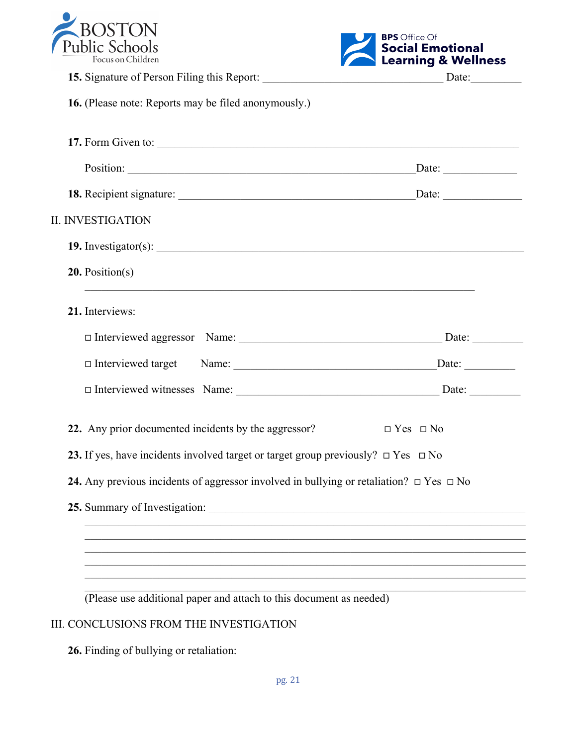**15.** Signature of Person Filing this Report: ________________________________ Date:_________

**16.** (Please note: Reports may be filed anonymously.)

**17.** Form Given to: ________________________________________________________________

Position: __________________________________________________Date: _____________

**18.** Recipient signature: __________________________________________Date: ______________

II. INVESTIGATION

**19.** Investigator(s): _________________________________________________________________

**20.** Position(s)

______________________________________________________________________

**21.** Interviews:

□ Interviewed aggressor  Name: ____________________________________ Date: _________

□ Interviewed target  Name: ____________________________________Date: _________

□ Interviewed witnesses  Name: ____________________________________ Date: _________

**22.** Any prior documented incidents by the aggressor?  □ Yes □ No

**23.** If yes, have incidents involved target or target group previously? □ Yes □ No

**24.** Any previous incidents of aggressor involved in bullying or retaliation? □ Yes □ No

**25.** Summary of Investigation: ________________________________________________________

_______________________________________________________________________________

_______________________________________________________________________________

_______________________________________________________________________________

_______________________________________________________________________________

_______________________________________________________________________________

_______________________________________________________________________________

(Please use additional paper and attach to this document as needed)

III. CONCLUSIONS FROM THE INVESTIGATION

**26.** Finding of bullying or retaliation: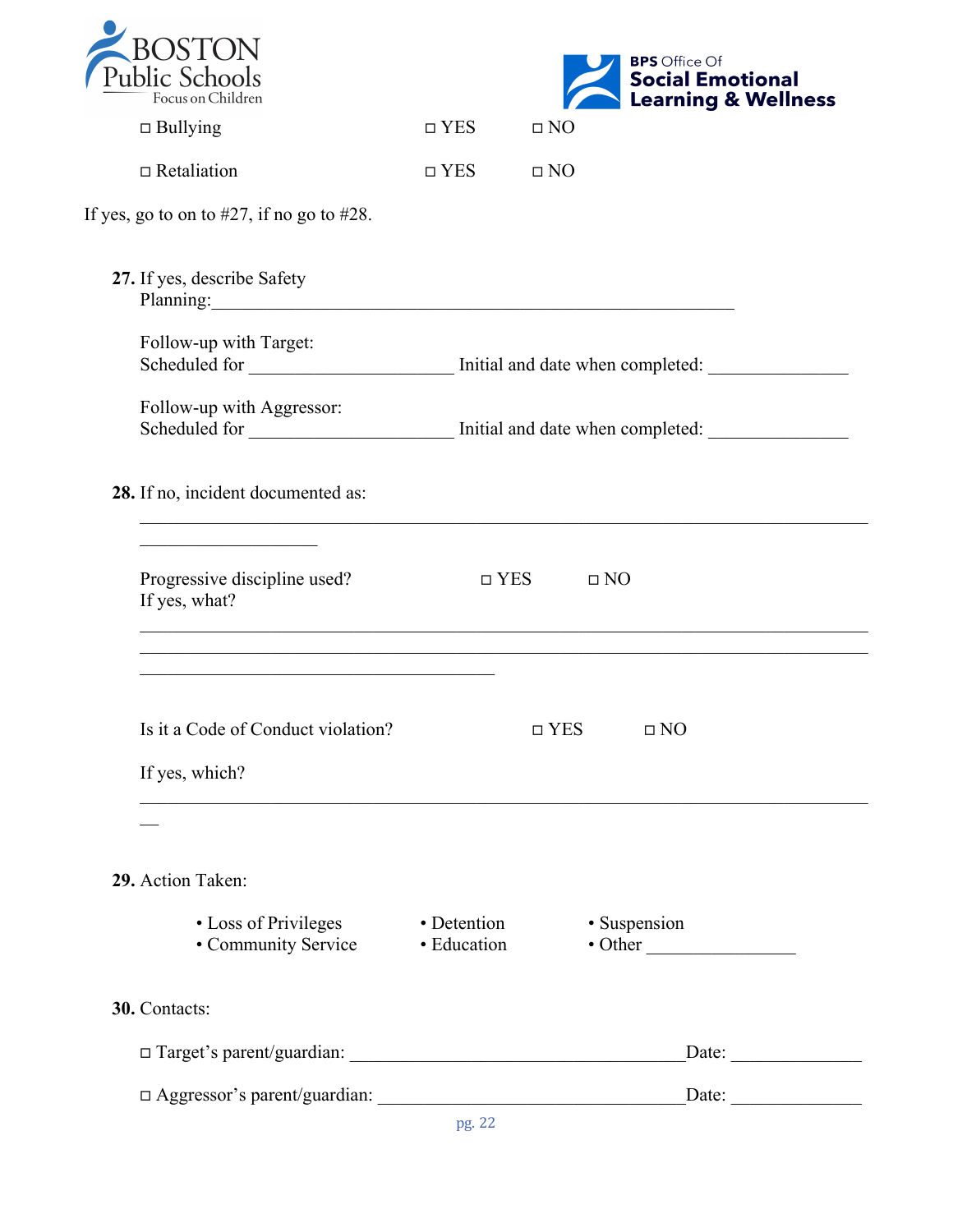□ Bullying □ YES □ NO

□ Retaliation □ YES □ NO

If yes, go to on to #27, if no go to #28.

**27.** If yes, describe Safety Planning:\_\_\_\_\_\_\_\_\_\_\_\_\_\_\_\_\_\_\_\_\_\_\_\_\_\_\_\_\_\_\_\_\_\_\_\_\_\_\_\_\_\_\_\_\_\_\_\_\_\_\_\_\_\_\_\_\_

Follow-up with Target:
Scheduled for \_\_\_\_\_\_\_\_\_\_\_\_\_\_\_\_\_\_\_\_\_\_\_ Initial and date when completed: \_\_\_\_\_\_\_\_\_\_\_\_\_\_\_

Follow-up with Aggressor:
Scheduled for \_\_\_\_\_\_\_\_\_\_\_\_\_\_\_\_\_\_\_\_\_\_\_ Initial and date when completed: \_\_\_\_\_\_\_\_\_\_\_\_\_\_\_

**28.** If no, incident documented as:

\_\_\_\_\_\_\_\_\_\_\_\_\_\_\_\_\_\_\_\_\_\_\_\_\_\_\_\_\_\_\_\_\_\_\_\_\_\_\_\_\_\_\_\_\_\_\_\_\_\_\_\_\_\_\_\_\_\_\_\_\_\_\_\_\_\_\_\_\_\_\_\_\_\_\_\_\_\_\_\_\_\_\_\_\_\_\_\_\_\_\_\_\_\_\_\_\_\_\_\_

Progressive discipline used? □ YES □ NO
If yes, what?

\_\_\_\_\_\_\_\_\_\_\_\_\_\_\_\_\_\_\_\_\_\_\_\_\_\_\_\_\_\_\_\_\_\_\_\_\_\_\_\_\_\_\_\_\_\_\_\_\_\_\_\_\_\_\_\_\_\_\_\_\_\_\_\_\_\_\_\_\_\_\_\_\_\_\_\_\_\_\_\_\_\_\_\_\_\_\_\_\_\_\_\_\_\_\_\_\_\_\_\_\_\_\_\_\_\_\_\_\_\_\_\_\_\_\_\_\_\_\_\_\_\_\_\_\_\_\_\_\_\_\_\_\_\_\_\_\_\_\_\_\_\_\_\_\_\_\_\_\_\_\_\_\_\_\_\_\_\_\_\_\_\_\_\_\_\_\_\_\_\_\_\_\_\_\_\_\_\_\_\_\_\_\_\_\_\_\_\_\_\_\_\_

Is it a Code of Conduct violation? □ YES □ NO

If yes, which?

\_\_\_\_\_\_\_\_\_\_\_\_\_\_\_\_\_\_\_\_\_\_\_\_\_\_\_\_\_\_\_\_\_\_\_\_\_\_\_\_\_\_\_\_\_\_\_\_\_\_\_\_\_\_\_\_\_\_\_\_\_\_\_\_\_\_\_\_\_\_\_\_\_\_\_\_\_\_\_\_\_\_\_\_\_\_

**29.** Action Taken:

- Loss of Privileges
- Detention
- Suspension
- Community Service
- Education
- Other \_\_\_\_\_\_\_\_\_\_\_\_\_\_\_\_

**30.** Contacts:

□ Target's parent/guardian: \_\_\_\_\_\_\_\_\_\_\_\_\_\_\_\_\_\_\_\_\_\_\_\_\_\_\_\_\_\_\_\_\_\_\_\_\_\_\_Date: \_\_\_\_\_\_\_\_\_\_\_\_\_\_

□ Aggressor's parent/guardian: \_\_\_\_\_\_\_\_\_\_\_\_\_\_\_\_\_\_\_\_\_\_\_\_\_\_\_\_\_\_\_\_\_\_\_\_Date: \_\_\_\_\_\_\_\_\_\_\_\_\_\_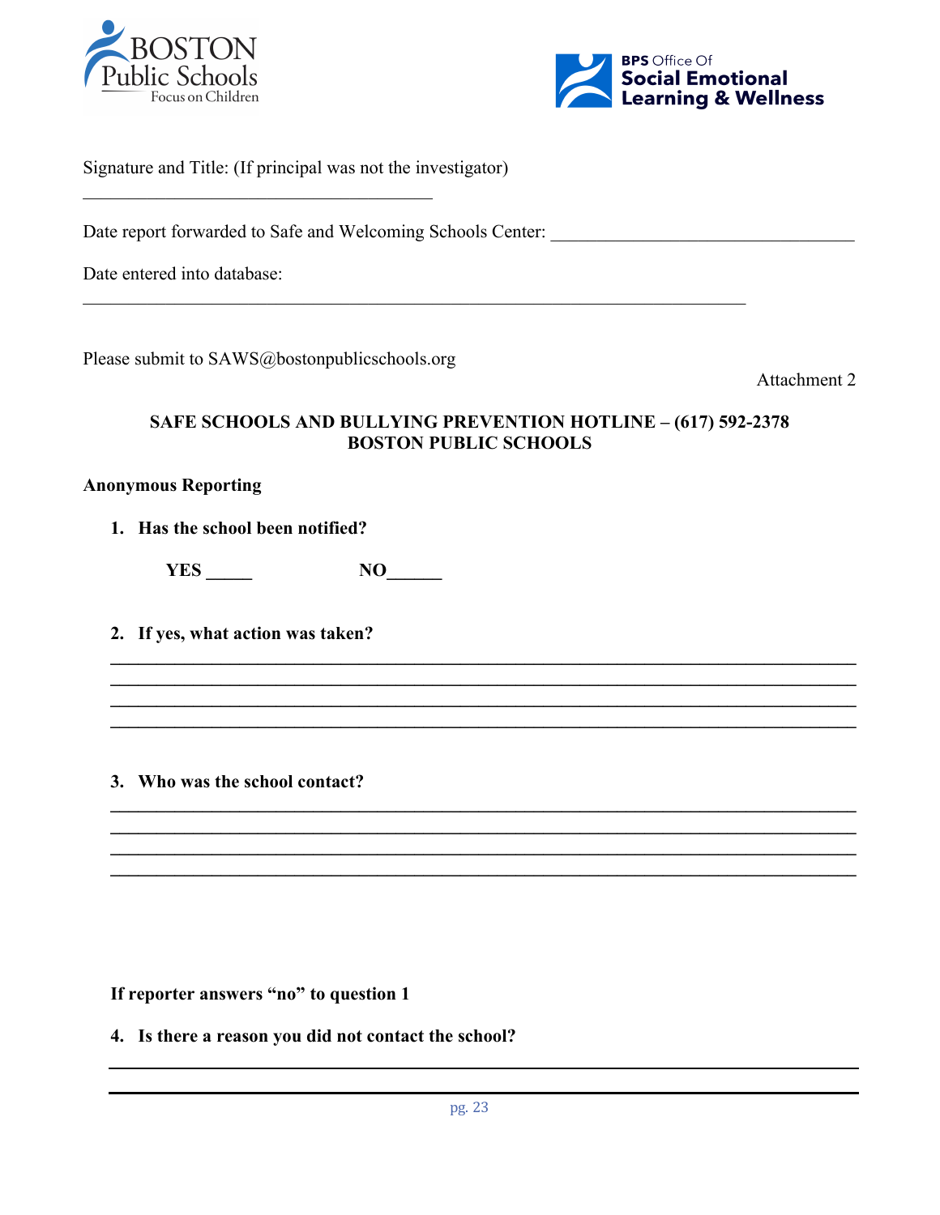Signature and Title: (If principal was not the investigator)

________________________________________

Date report forwarded to Safe and Welcoming Schools Center: ________________________________

Date entered into database:

__________________________________________________________________________

Please submit to SAWS@bostonpublicschools.org

Attachment 2

**SAFE SCHOOLS AND BULLYING PREVENTION HOTLINE – (617) 592-2378**
**BOSTON PUBLIC SCHOOLS**

**Anonymous Reporting**

1. **Has the school been notified?**

   **YES _____** **NO______**

2. **If yes, what action was taken?**

______________________________________________________________________________
______________________________________________________________________________
______________________________________________________________________________
______________________________________________________________________________

3. **Who was the school contact?**

______________________________________________________________________________
______________________________________________________________________________
______________________________________________________________________________
______________________________________________________________________________

**If reporter answers "no" to question 1**

4. **Is there a reason you did not contact the school?**

______________________________________________________________________________
______________________________________________________________________________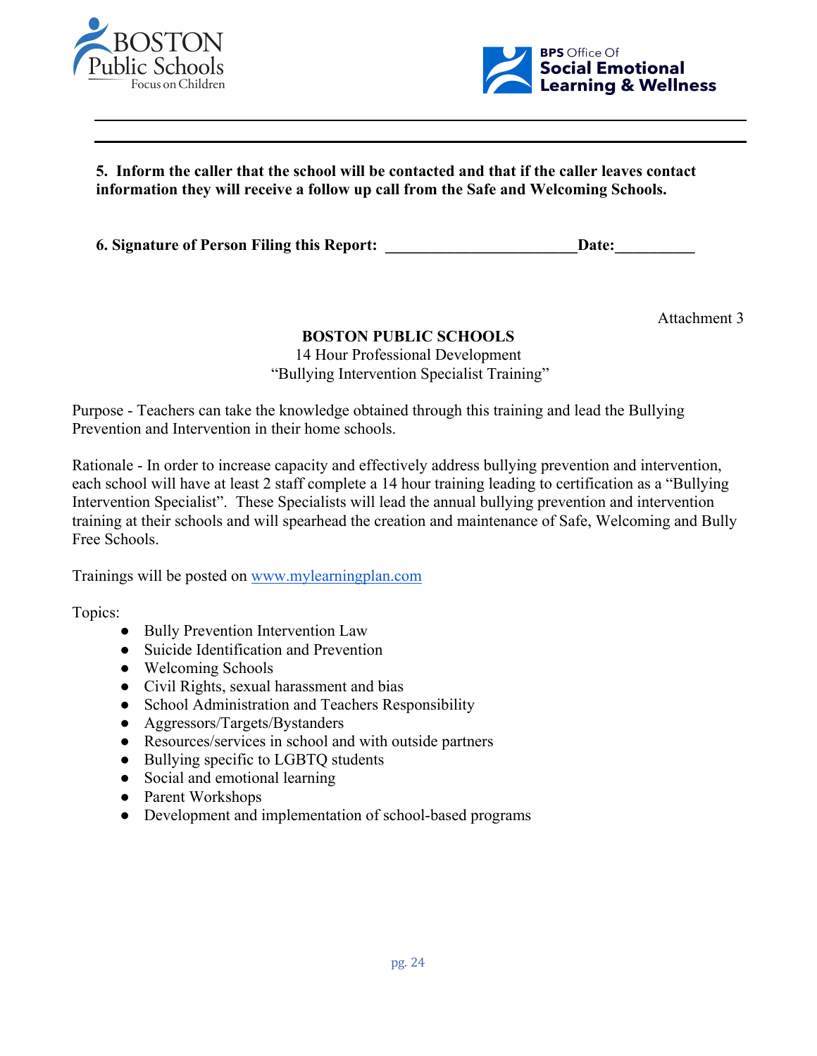**5. Inform the caller that the school will be contacted and that if the caller leaves contact information they will receive a follow up call from the Safe and Welcoming Schools.**

**6. Signature of Person Filing this Report: ________________________Date:__________**

Attachment 3

**BOSTON PUBLIC SCHOOLS**

14 Hour Professional Development

"Bullying Intervention Specialist Training"

Purpose - Teachers can take the knowledge obtained through this training and lead the Bullying Prevention and Intervention in their home schools.

Rationale - In order to increase capacity and effectively address bullying prevention and intervention, each school will have at least 2 staff complete a 14 hour training leading to certification as a "Bullying Intervention Specialist". These Specialists will lead the annual bullying prevention and intervention training at their schools and will spearhead the creation and maintenance of Safe, Welcoming and Bully Free Schools.

Trainings will be posted on www.mylearningplan.com

Topics:

- Bully Prevention Intervention Law
- Suicide Identification and Prevention
- Welcoming Schools
- Civil Rights, sexual harassment and bias
- School Administration and Teachers Responsibility
- Aggressors/Targets/Bystanders
- Resources/services in school and with outside partners
- Bullying specific to LGBTQ students
- Social and emotional learning
- Parent Workshops
- Development and implementation of school-based programs